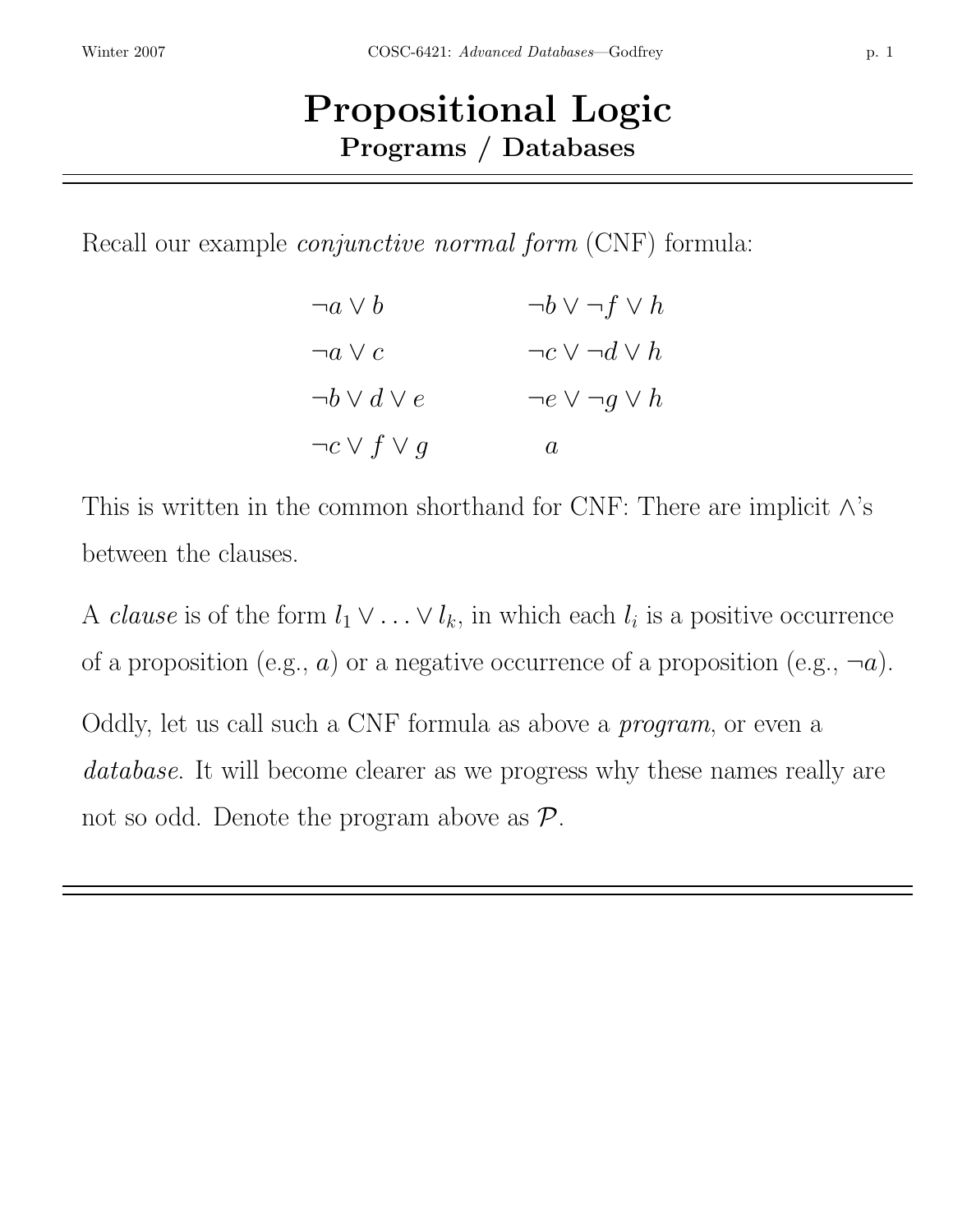# Propositional Logic

## Programs / Databases

Recall our example *conjunctive normal form* (CNF) formula:

$$
\begin{array}{ll}
\neg a \vee b & \neg b \vee \neg f \vee h \\
\neg a \vee c & \neg c \vee \neg d \vee h \\
\neg b \vee d \vee e & \neg e \vee \neg g \vee h \\
\neg c \vee f \vee g & a
\end{array}
$$

This is written in the common shorthand for CNF: There are implicit $\wedge$'s between the clauses.

A *clause* is of the form $l_1 \vee \ldots \vee l_k$, in which each $l_i$ is a positive occurrence of a proposition (e.g., $a$) or a negative occurrence of a proposition (e.g., $\neg a$).

Oddly, let us call such a CNF formula as above a *program*, or even a *database*. It will become clearer as we progress why these names really are not so odd. Denote the program above as $\mathcal{P}$.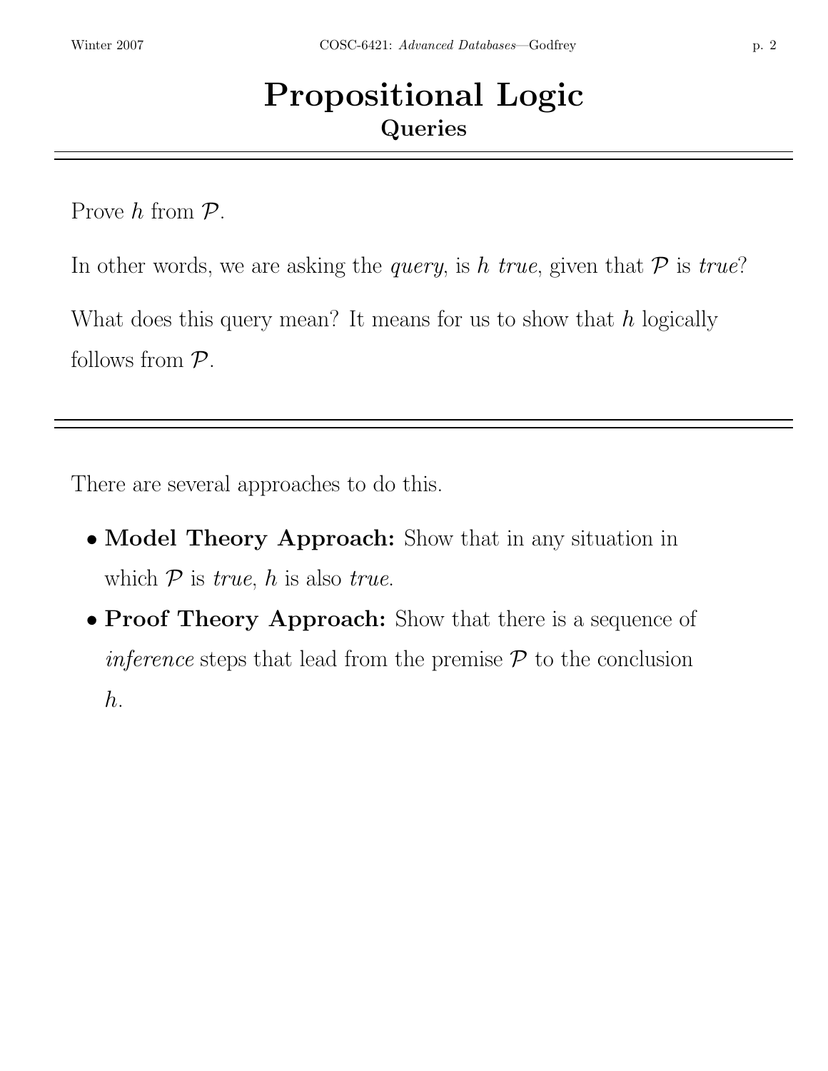# Propositional Logic

## Queries

Prove $h$ from $\mathcal{P}$.

In other words, we are asking the *query*, is $h$ *true*, given that $\mathcal{P}$ is *true*?

What does this query mean? It means for us to show that $h$ logically follows from $\mathcal{P}$.

---

There are several approaches to do this.

- **Model Theory Approach:** Show that in any situation in which $\mathcal{P}$ is *true*, $h$ is also *true*.
- **Proof Theory Approach:** Show that there is a sequence of *inference* steps that lead from the premise $\mathcal{P}$ to the conclusion $h$.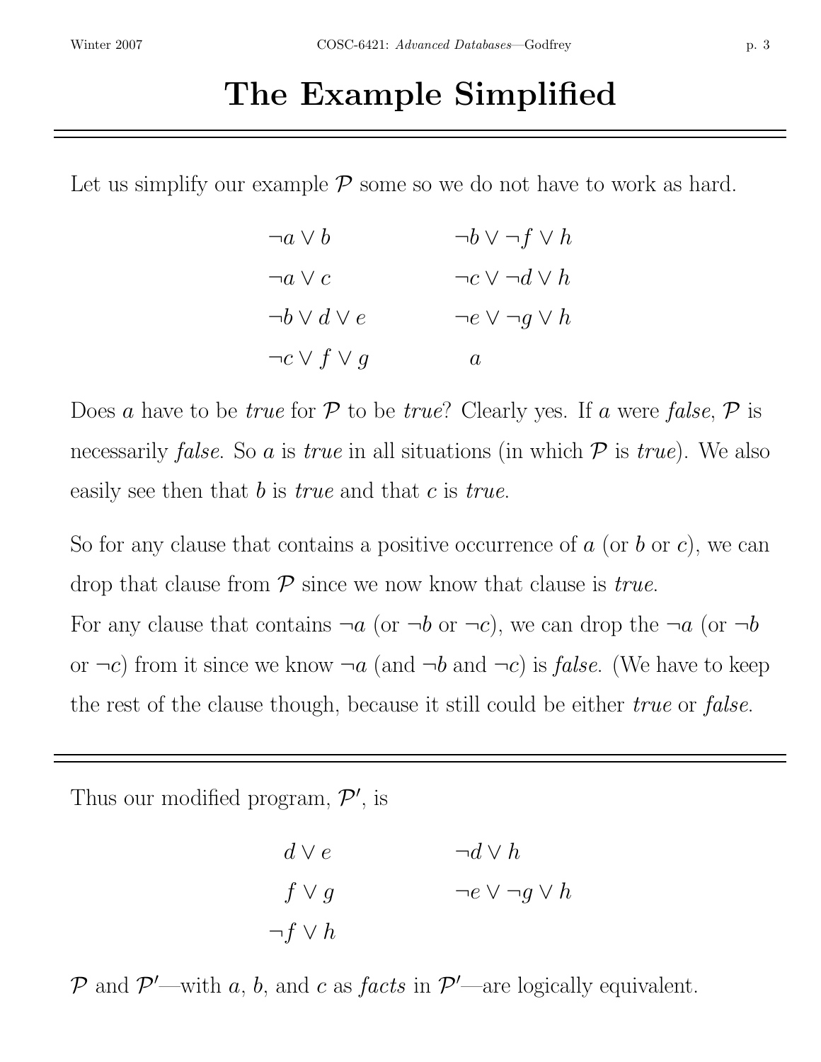# The Example Simplified

Let us simplify our example $\mathcal{P}$ some so we do not have to work as hard.

$$
\begin{array}{ll}
\neg a \vee b & \neg b \vee \neg f \vee h \\
\neg a \vee c & \neg c \vee \neg d \vee h \\
\neg b \vee d \vee e & \neg e \vee \neg g \vee h \\
\neg c \vee f \vee g & a
\end{array}
$$

Does $a$ have to be *true* for $\mathcal{P}$ to be *true*? Clearly yes. If $a$ were *false*, $\mathcal{P}$ is necessarily *false*. So $a$ is *true* in all situations (in which $\mathcal{P}$ is *true*). We also easily see then that $b$ is *true* and that $c$ is *true*.

So for any clause that contains a positive occurrence of $a$ (or $b$ or $c$), we can drop that clause from $\mathcal{P}$ since we now know that clause is *true*.
For any clause that contains $\neg a$ (or $\neg b$ or $\neg c$), we can drop the $\neg a$ (or $\neg b$ or $\neg c$) from it since we know $\neg a$ (and $\neg b$ and $\neg c$) is *false*. (We have to keep the rest of the clause though, because it still could be either *true* or *false*.

---

Thus our modified program, $\mathcal{P}'$, is

$$
\begin{array}{ll}
d \vee e & \neg d \vee h \\
f \vee g & \neg e \vee \neg g \vee h \\
\neg f \vee h &
\end{array}
$$

$\mathcal{P}$ and $\mathcal{P}'$—with $a$, $b$, and $c$ as *facts* in $\mathcal{P}'$—are logically equivalent.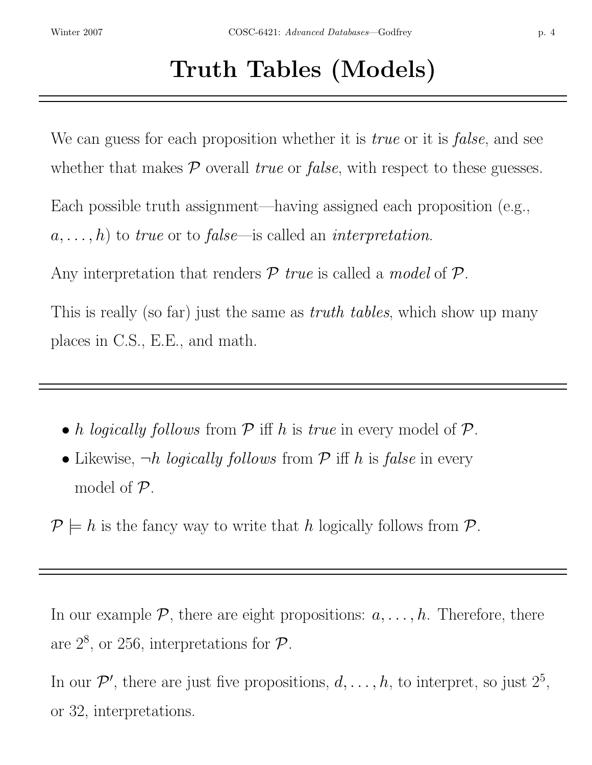# Truth Tables (Models)

---

We can guess for each proposition whether it is *true* or it is *false*, and see whether that makes $\mathcal{P}$ overall *true* or *false*, with respect to these guesses.

Each possible truth assignment—having assigned each proposition (e.g., $a, \ldots, h$) to *true* or to *false*—is called an *interpretation*.

Any interpretation that renders $\mathcal{P}$ *true* is called a *model* of $\mathcal{P}$.

This is really (so far) just the same as *truth tables*, which show up many places in C.S., E.E., and math.

---

- $h$ *logically follows* from $\mathcal{P}$ iff $h$ is *true* in every model of $\mathcal{P}$.
- Likewise, $\neg h$ *logically follows* from $\mathcal{P}$ iff $h$ is *false* in every model of $\mathcal{P}$.

$\mathcal{P} \models h$ is the fancy way to write that $h$ logically follows from $\mathcal{P}$.

---

In our example $\mathcal{P}$, there are eight propositions: $a, \ldots, h$. Therefore, there are $2^8$, or 256, interpretations for $\mathcal{P}$.

In our $\mathcal{P}'$, there are just five propositions, $d, \ldots, h$, to interpret, so just $2^5$, or 32, interpretations.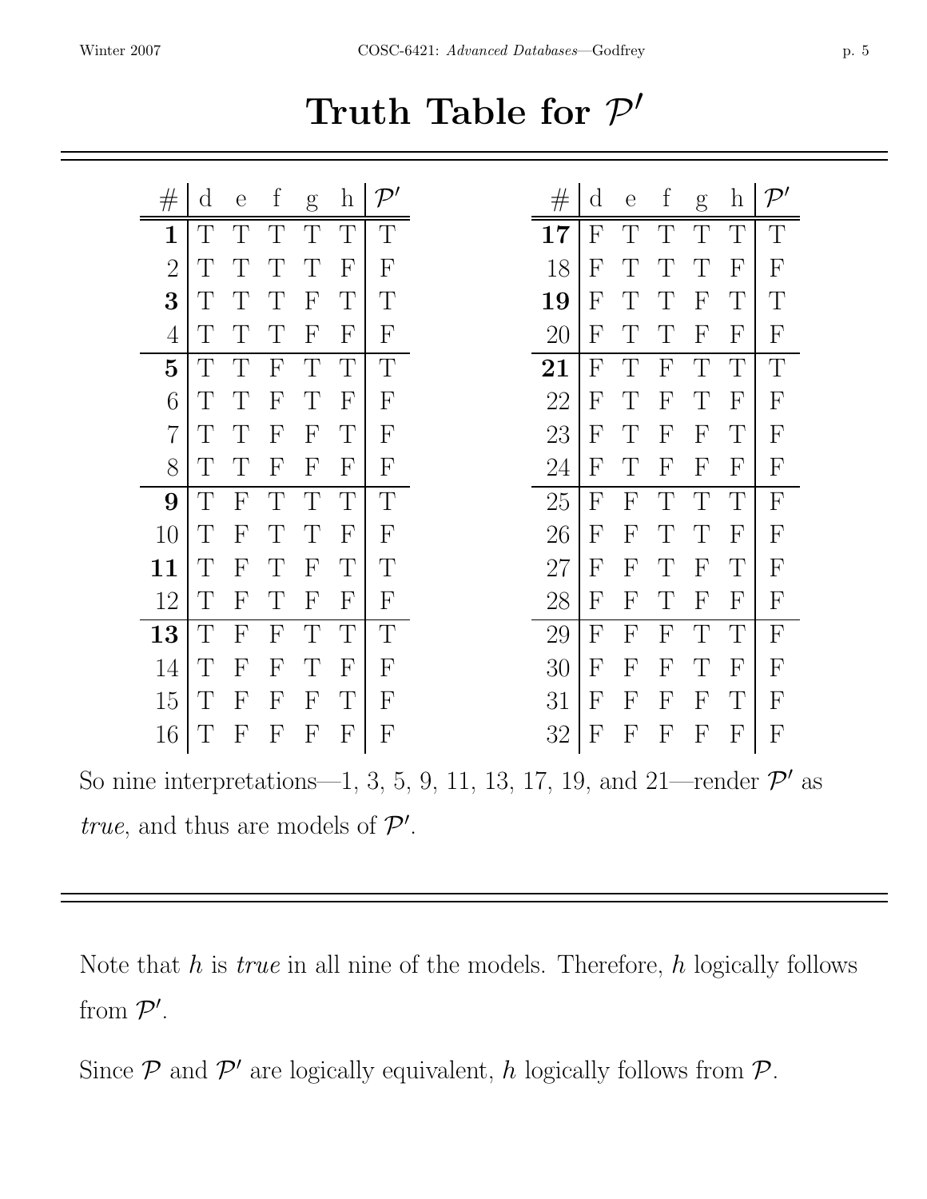# Truth Table for $\mathcal{P}'$

| # | d | e | f | g | h | $\mathcal{P}'$ |
|---|---|---|---|---|---|---|
| **1** | T | T | T | T | T | T |
| 2 | T | T | T | T | F | F |
| **3** | T | T | T | F | T | T |
| 4 | T | T | T | F | F | F |
| **5** | T | T | F | T | T | T |
| 6 | T | T | F | T | F | F |
| 7 | T | T | F | F | T | F |
| 8 | T | T | F | F | F | F |
| **9** | T | F | T | T | T | T |
| 10 | T | F | T | T | F | F |
| **11** | T | F | T | F | T | T |
| 12 | T | F | T | F | F | F |
| **13** | T | F | F | T | T | T |
| 14 | T | F | F | T | F | F |
| 15 | T | F | F | F | T | F |
| 16 | T | F | F | F | F | F |

| # | d | e | f | g | h | $\mathcal{P}'$ |
|---|---|---|---|---|---|---|
| **17** | F | T | T | T | T | T |
| 18 | F | T | T | T | F | F |
| **19** | F | T | T | F | T | T |
| 20 | F | T | T | F | F | F |
| **21** | F | T | F | T | T | T |
| 22 | F | T | F | T | F | F |
| 23 | F | T | F | F | T | F |
| 24 | F | T | F | F | F | F |
| 25 | F | F | T | T | T | F |
| 26 | F | F | T | T | F | F |
| 27 | F | F | T | F | T | F |
| 28 | F | F | T | F | F | F |
| 29 | F | F | F | T | T | F |
| 30 | F | F | F | T | F | F |
| 31 | F | F | F | F | T | F |
| 32 | F | F | F | F | F | F |

So nine interpretations—1, 3, 5, 9, 11, 13, 17, 19, and 21—render $\mathcal{P}'$ as *true*, and thus are models of $\mathcal{P}'$.

---

Note that $h$ is *true* in all nine of the models. Therefore, $h$ logically follows from $\mathcal{P}'$.

Since $\mathcal{P}$ and $\mathcal{P}'$ are logically equivalent, $h$ logically follows from $\mathcal{P}$.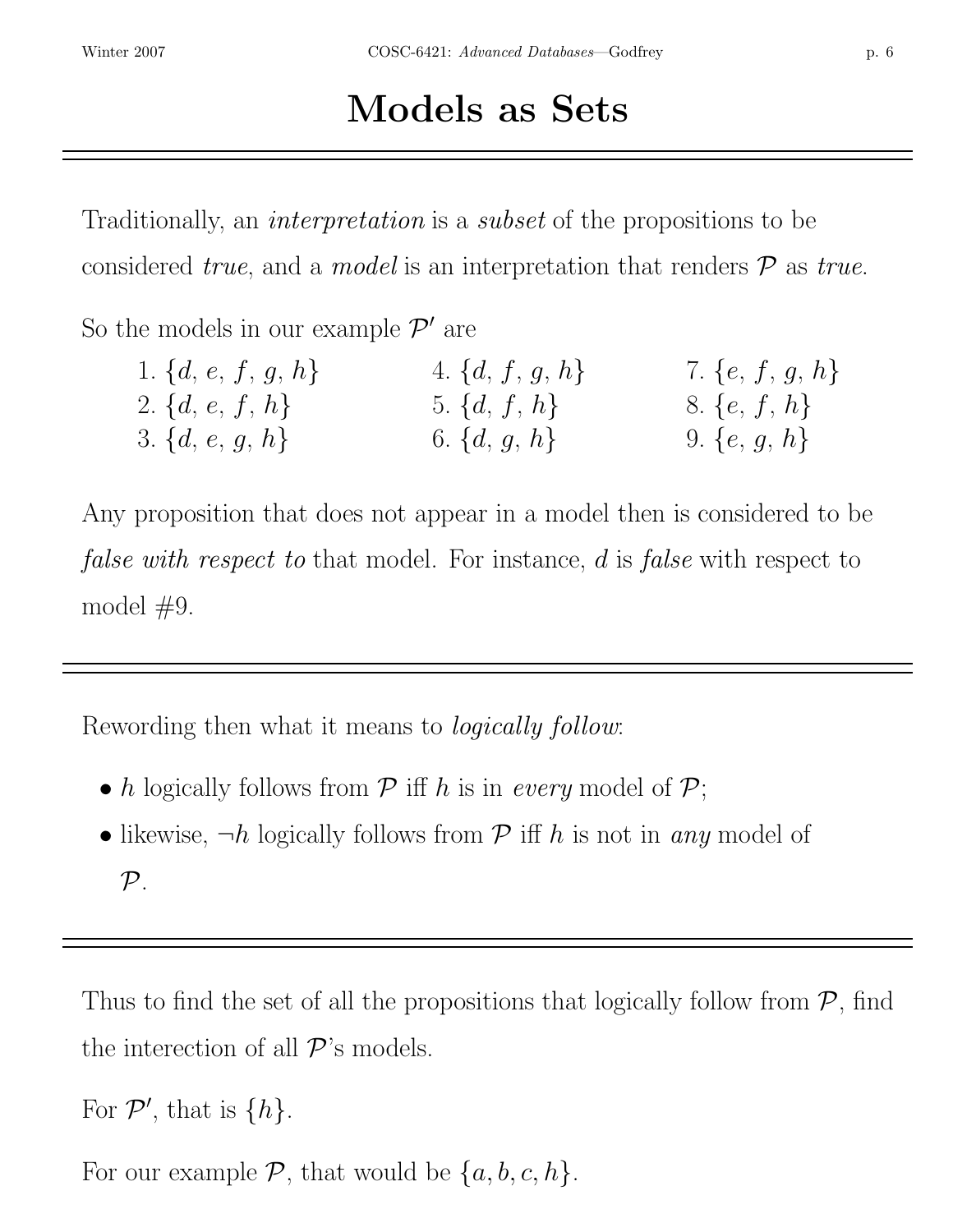# Models as Sets

Traditionally, an *interpretation* is a *subset* of the propositions to be considered *true*, and a *model* is an interpretation that renders $\mathcal{P}$ as *true*.

So the models in our example $\mathcal{P}'$ are

1. $\{d, e, f, g, h\}$
2. $\{d, e, f, h\}$
3. $\{d, e, g, h\}$
4. $\{d, f, g, h\}$
5. $\{d, f, h\}$
6. $\{d, g, h\}$
7. $\{e, f, g, h\}$
8. $\{e, f, h\}$
9. $\{e, g, h\}$

Any proposition that does not appear in a model then is considered to be *false with respect to* that model. For instance, $d$ is *false* with respect to model #9.

---

Rewording then what it means to *logically follow*:

- $h$ logically follows from $\mathcal{P}$ iff $h$ is in *every* model of $\mathcal{P}$;
- likewise, $\neg h$ logically follows from $\mathcal{P}$ iff $h$ is not in *any* model of $\mathcal{P}$.

---

Thus to find the set of all the propositions that logically follow from $\mathcal{P}$, find the interection of all $\mathcal{P}$'s models.

For $\mathcal{P}'$, that is $\{h\}$.

For our example $\mathcal{P}$, that would be $\{a, b, c, h\}$.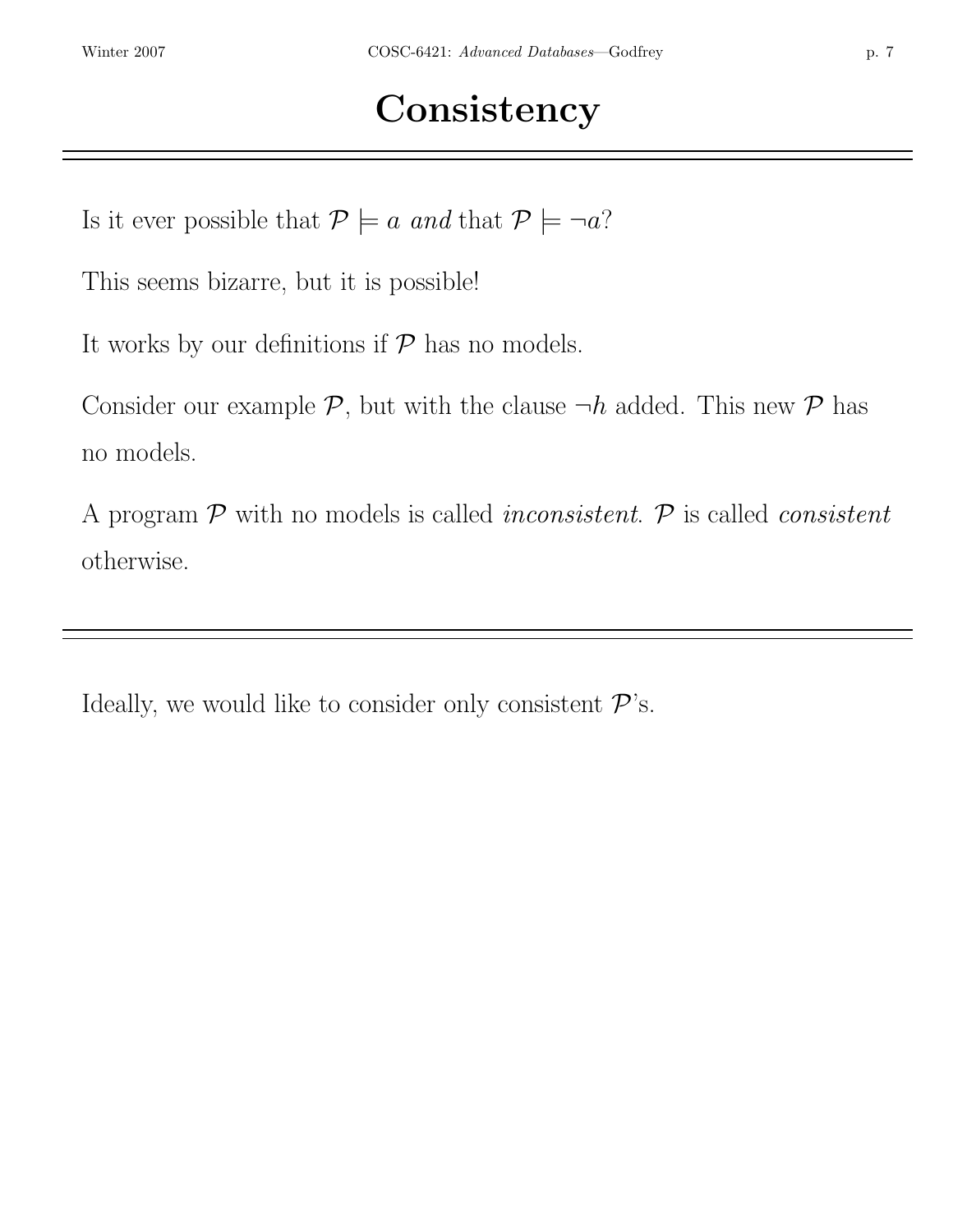# Consistency

---

Is it ever possible that $\mathcal{P} \models a$ *and* that $\mathcal{P} \models \neg a$?

This seems bizarre, but it is possible!

It works by our definitions if $\mathcal{P}$ has no models.

Consider our example $\mathcal{P}$, but with the clause $\neg h$ added. This new $\mathcal{P}$ has no models.

A program $\mathcal{P}$ with no models is called *inconsistent*. $\mathcal{P}$ is called *consistent* otherwise.

---

Ideally, we would like to consider only consistent $\mathcal{P}$'s.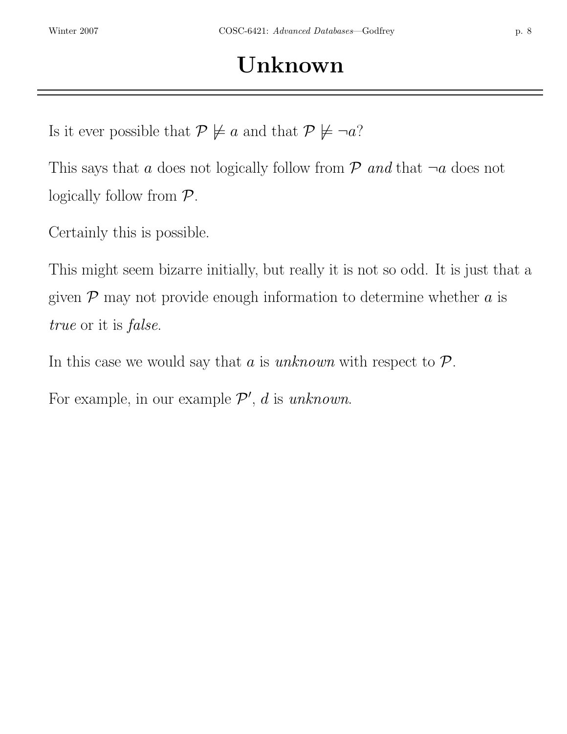# Unknown

Is it ever possible that $\mathcal{P} \not\models a$ and that $\mathcal{P} \not\models \neg a$?

This says that $a$ does not logically follow from $\mathcal{P}$ *and* that $\neg a$ does not logically follow from $\mathcal{P}$.

Certainly this is possible.

This might seem bizarre initially, but really it is not so odd. It is just that a given $\mathcal{P}$ may not provide enough information to determine whether $a$ is *true* or it is *false*.

In this case we would say that $a$ is *unknown* with respect to $\mathcal{P}$.

For example, in our example $\mathcal{P}'$, $d$ is *unknown*.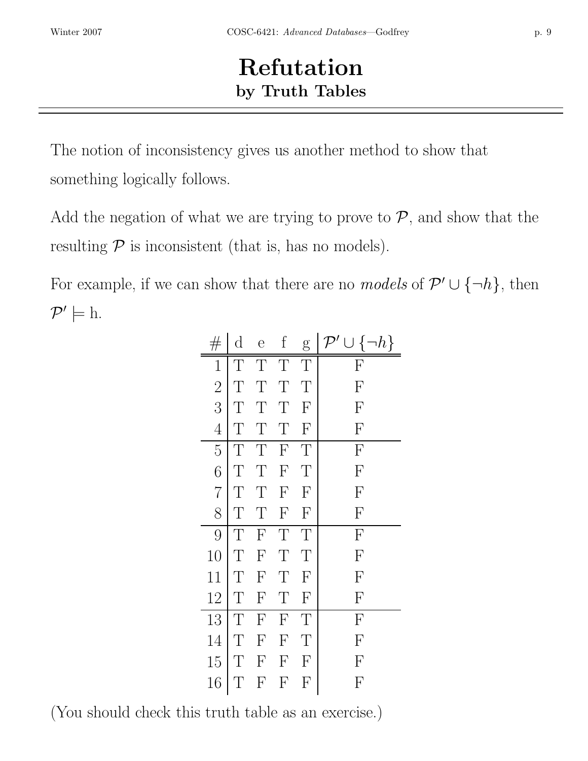# Refutation
## by Truth Tables

The notion of inconsistency gives us another method to show that something logically follows.

Add the negation of what we are trying to prove to $\mathcal{P}$, and show that the resulting $\mathcal{P}$ is inconsistent (that is, has no models).

For example, if we can show that there are no *models* of $\mathcal{P}' \cup \{\neg h\}$, then $\mathcal{P}' \models$ h.

| # | d | e | f | g | $\mathcal{P}' \cup \{\neg h\}$ |
|---|---|---|---|---|---|
| 1 | T | T | T | T | F |
| 2 | T | T | T | T | F |
| 3 | T | T | T | F | F |
| 4 | T | T | T | F | F |
| 5 | T | T | F | T | F |
| 6 | T | T | F | T | F |
| 7 | T | T | F | F | F |
| 8 | T | T | F | F | F |
| 9 | T | F | T | T | F |
| 10 | T | F | T | T | F |
| 11 | T | F | T | F | F |
| 12 | T | F | T | F | F |
| 13 | T | F | F | T | F |
| 14 | T | F | F | T | F |
| 15 | T | F | F | F | F |
| 16 | T | F | F | F | F |

(You should check this truth table as an exercise.)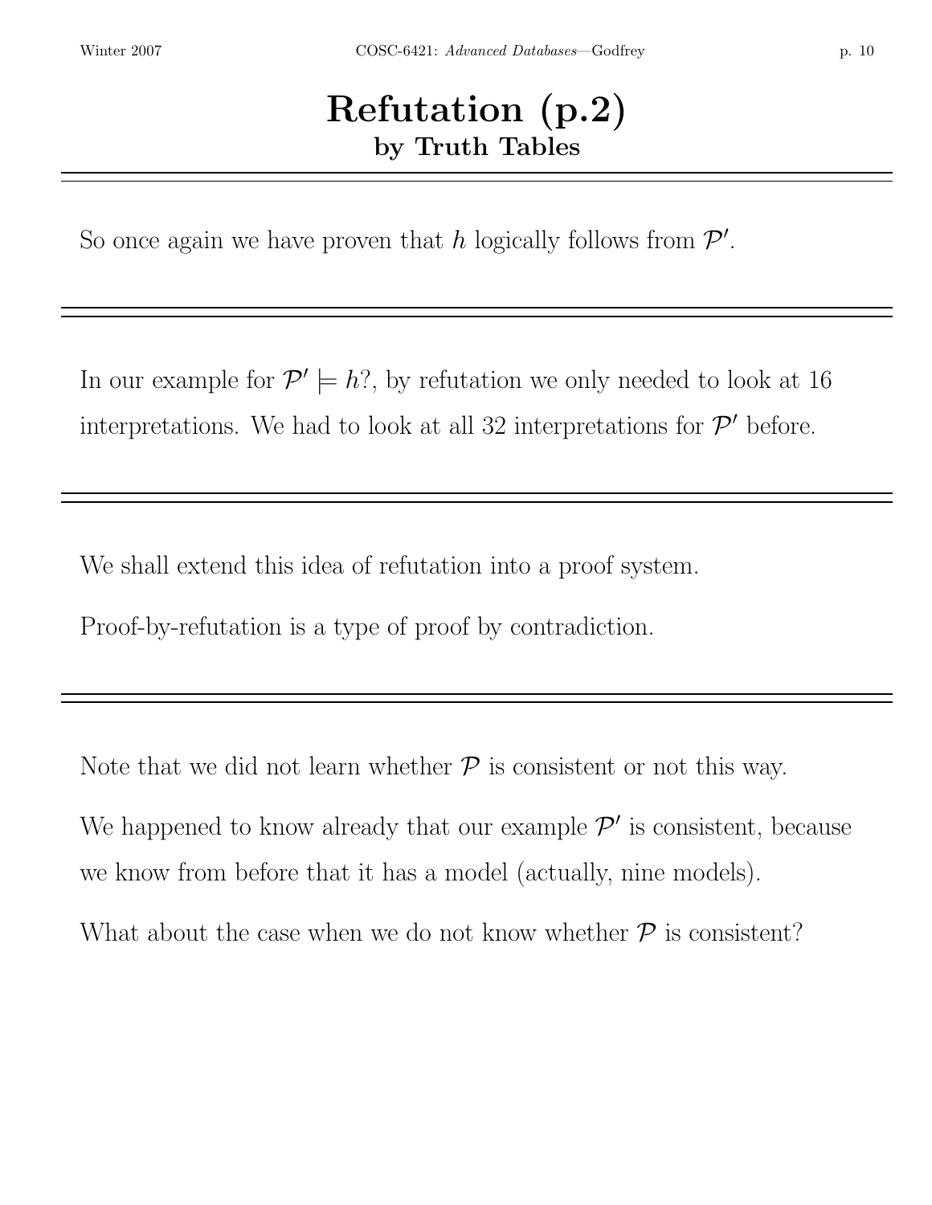# Refutation (p.2)

## by Truth Tables

---

So once again we have proven that $h$ logically follows from $\mathcal{P}'$.

---

In our example for $\mathcal{P}' \models h?$, by refutation we only needed to look at 16 interpretations. We had to look at all 32 interpretations for $\mathcal{P}'$ before.

---

We shall extend this idea of refutation into a proof system.

Proof-by-refutation is a type of proof by contradiction.

---

Note that we did not learn whether $\mathcal{P}$ is consistent or not this way.

We happened to know already that our example $\mathcal{P}'$ is consistent, because we know from before that it has a model (actually, nine models).

What about the case when we do not know whether $\mathcal{P}$ is consistent?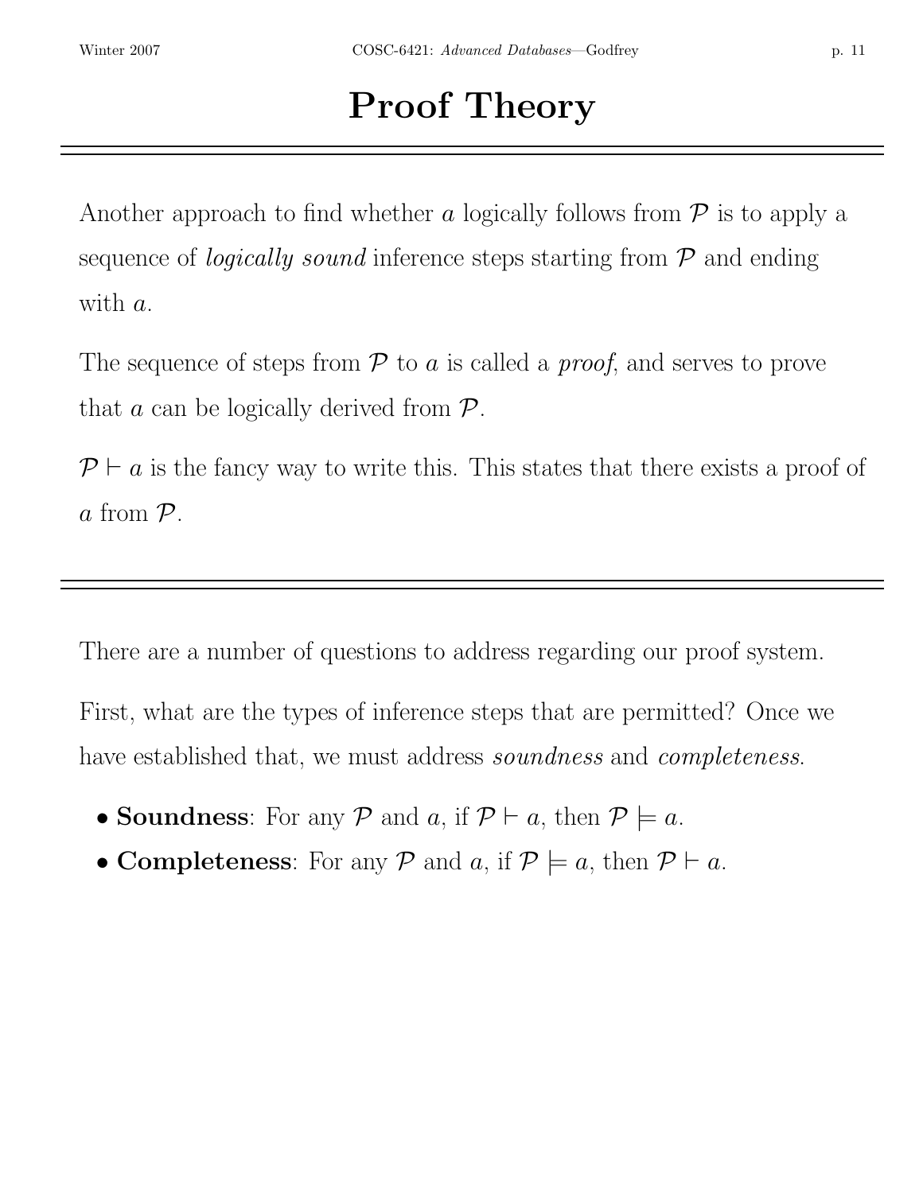# Proof Theory

Another approach to find whether $a$ logically follows from $\mathcal{P}$ is to apply a sequence of *logically sound* inference steps starting from $\mathcal{P}$ and ending with $a$.

The sequence of steps from $\mathcal{P}$ to $a$ is called a *proof*, and serves to prove that $a$ can be logically derived from $\mathcal{P}$.

$\mathcal{P} \vdash a$ is the fancy way to write this. This states that there exists a proof of $a$ from $\mathcal{P}$.

---

There are a number of questions to address regarding our proof system.

First, what are the types of inference steps that are permitted? Once we have established that, we must address *soundness* and *completeness*.

- **Soundness**: For any $\mathcal{P}$ and $a$, if $\mathcal{P} \vdash a$, then $\mathcal{P} \models a$.
- **Completeness**: For any $\mathcal{P}$ and $a$, if $\mathcal{P} \models a$, then $\mathcal{P} \vdash a$.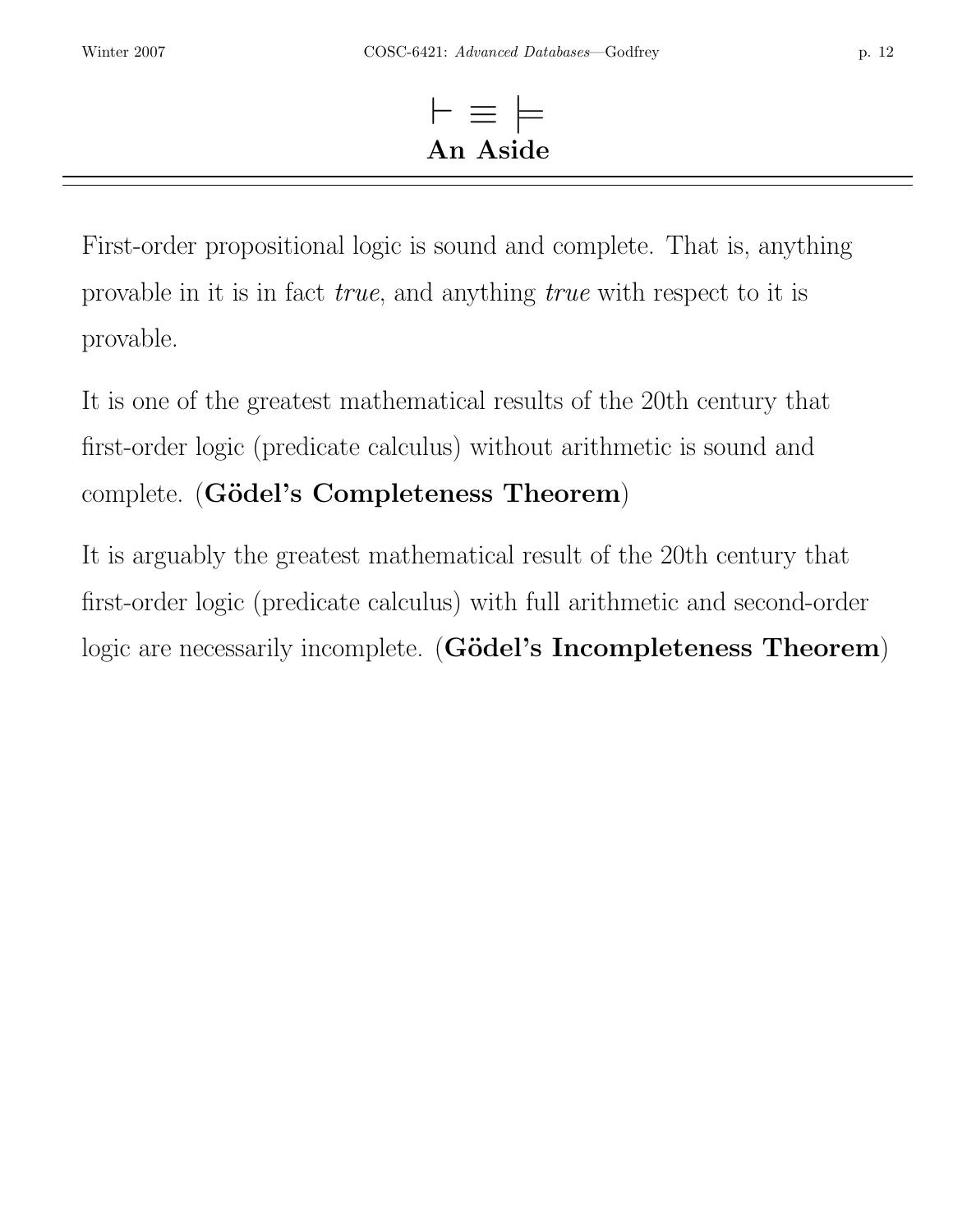# $\vdash \equiv \models$ An Aside

First-order propositional logic is sound and complete. That is, anything provable in it is in fact *true*, and anything *true* with respect to it is provable.

It is one of the greatest mathematical results of the 20th century that first-order logic (predicate calculus) without arithmetic is sound and complete. (**Gödel's Completeness Theorem**)

It is arguably the greatest mathematical result of the 20th century that first-order logic (predicate calculus) with full arithmetic and second-order logic are necessarily incomplete. (**Gödel's Incompleteness Theorem**)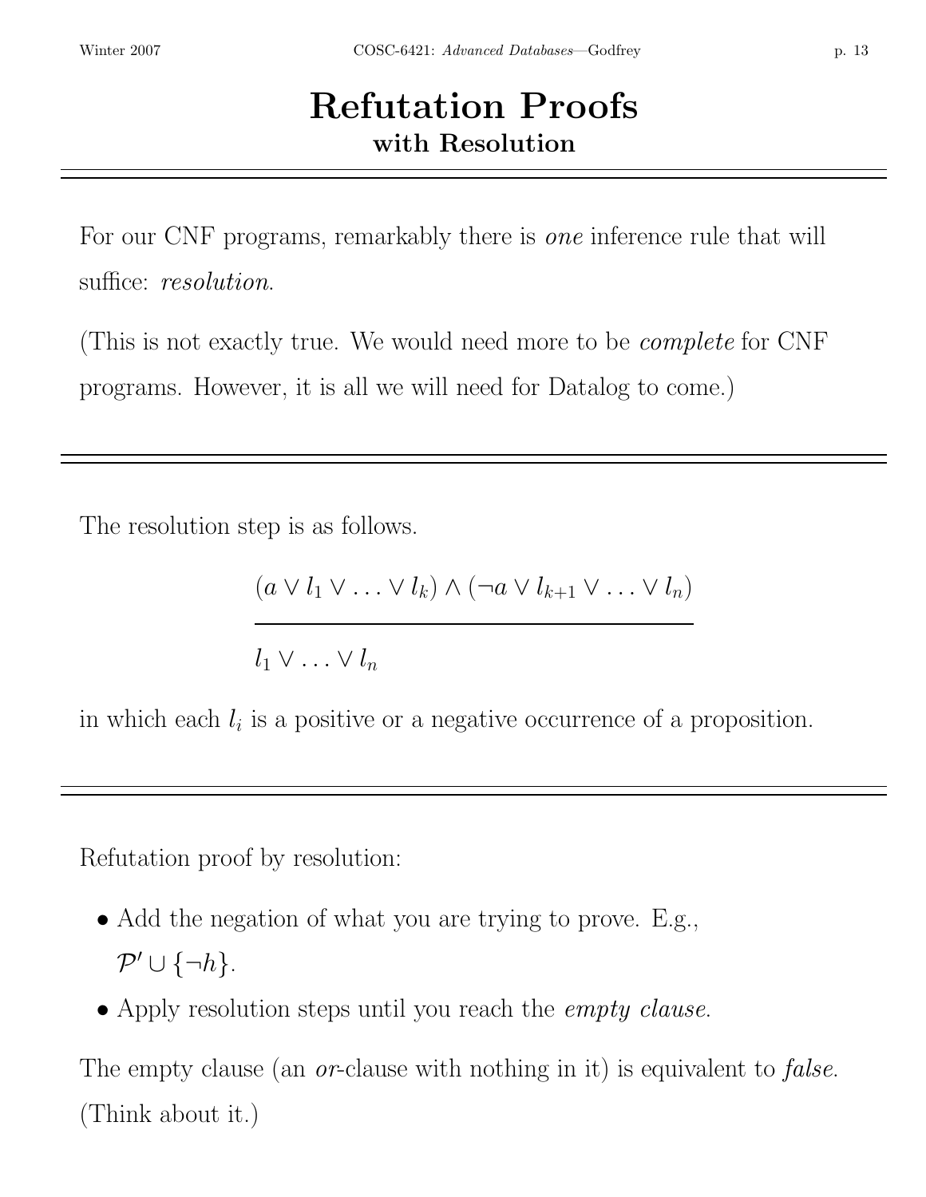# Refutation Proofs
## with Resolution

---

For our CNF programs, remarkably there is *one* inference rule that will suffice: *resolution*.

(This is not exactly true. We would need more to be *complete* for CNF programs. However, it is all we will need for Datalog to come.)

---

The resolution step is as follows.

$$\frac{(a \vee l_1 \vee \ldots \vee l_k) \wedge (\neg a \vee l_{k+1} \vee \ldots \vee l_n)}{l_1 \vee \ldots \vee l_n}$$

in which each $l_i$ is a positive or a negative occurrence of a proposition.

---

Refutation proof by resolution:

- Add the negation of what you are trying to prove. E.g., $\mathcal{P}' \cup \{\neg h\}$.
- Apply resolution steps until you reach the *empty clause*.

The empty clause (an *or*-clause with nothing in it) is equivalent to *false*. (Think about it.)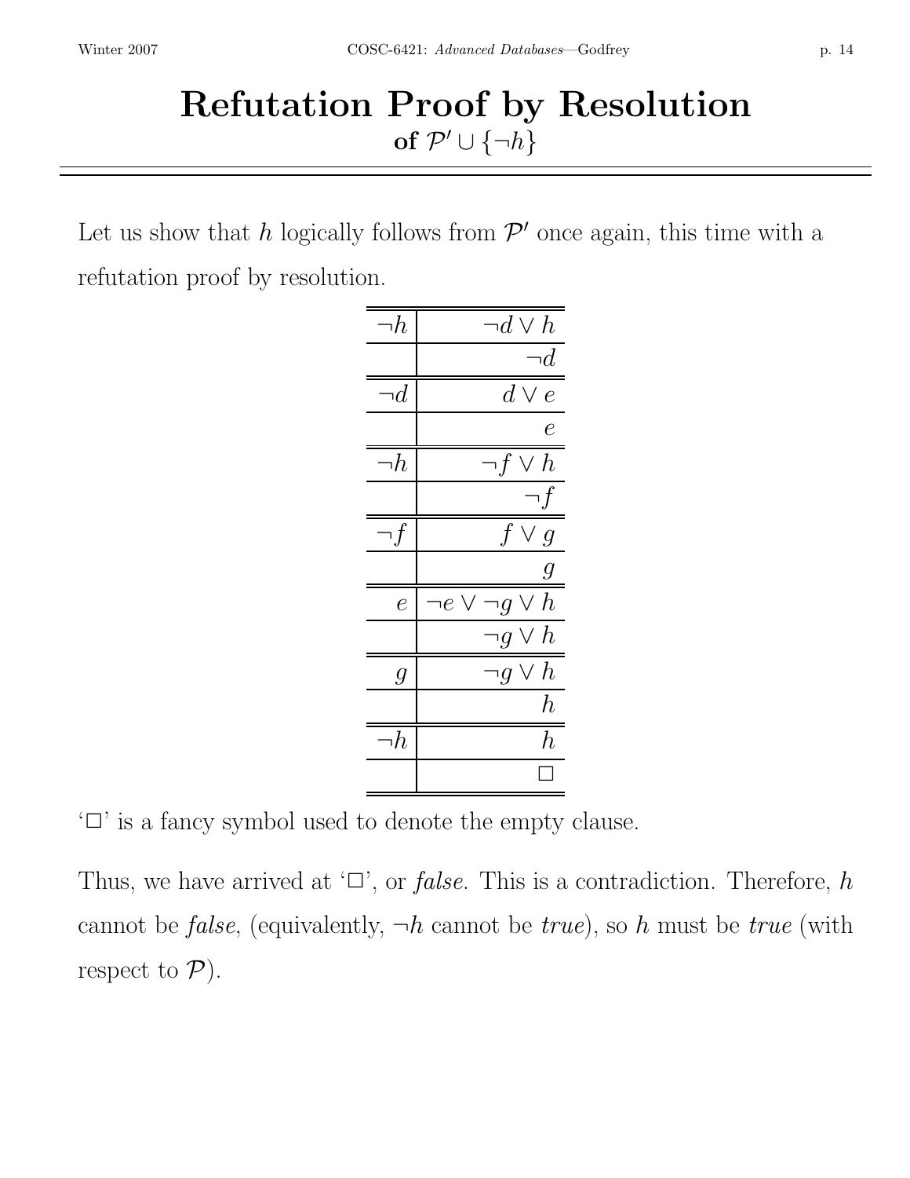# Refutation Proof by Resolution

**of $\mathcal{P}' \cup \{\neg h\}$**

---

Let us show that $h$ logically follows from $\mathcal{P}'$ once again, this time with a refutation proof by resolution.

| | |
|---|---|
| $\neg h$ | $\neg d \lor h$ |
| | $\neg d$ |
| $\neg d$ | $d \lor e$ |
| | $e$ |
| $\neg h$ | $\neg f \lor h$ |
| | $\neg f$ |
| $\neg f$ | $f \lor g$ |
| | $g$ |
| $e$ | $\neg e \lor \neg g \lor h$ |
| | $\neg g \lor h$ |
| $g$ | $\neg g \lor h$ |
| | $h$ |
| $\neg h$ | $h$ |
| | $\square$ |

'$\square$' is a fancy symbol used to denote the empty clause.

Thus, we have arrived at '$\square$', or *false*. This is a contradiction. Therefore, $h$ cannot be *false*, (equivalently, $\neg h$ cannot be *true*), so $h$ must be *true* (with respect to $\mathcal{P}$).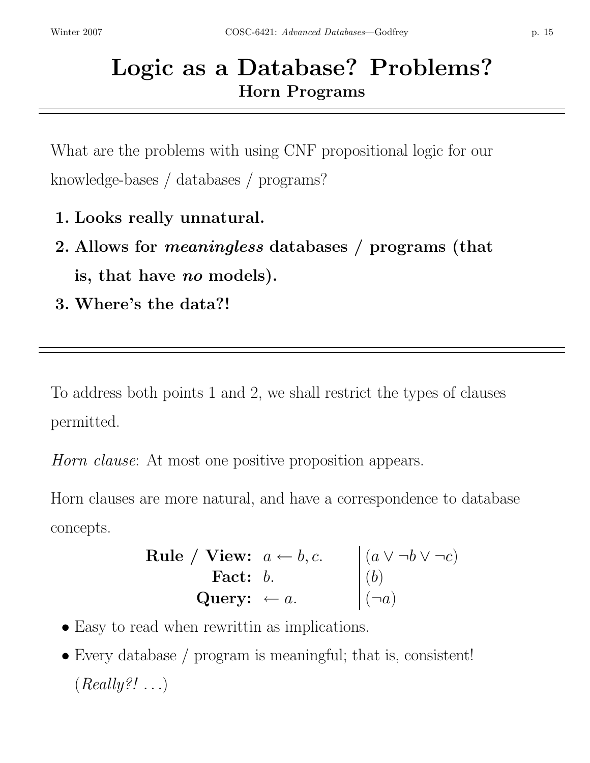# Logic as a Database? Problems?

## Horn Programs

What are the problems with using CNF propositional logic for our knowledge-bases / databases / programs?

1. **Looks really unnatural.**
2. **Allows for *meaningless* databases / programs (that is, that have *no* models).**
3. **Where's the data?!**

---

To address both points 1 and 2, we shall restrict the types of clauses permitted.

*Horn clause*: At most one positive proposition appears.

Horn clauses are more natural, and have a correspondence to database concepts.

| | | |
|---|---|---|
| **Rule / View:** | $a \leftarrow b, c.$ | $(a \vee \neg b \vee \neg c)$ |
| **Fact:** | $b.$ | $(b)$ |
| **Query:** | $\leftarrow a.$ | $(\neg a)$ |

- Easy to read when rewrittin as implications.
- Every database / program is meaningful; that is, consistent! (*Really?!* ...)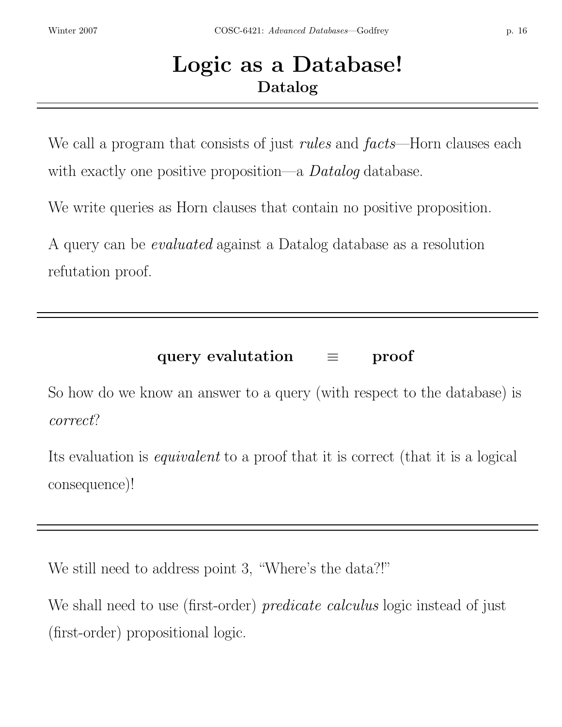# Logic as a Database!

## Datalog

We call a program that consists of just *rules* and *facts*—Horn clauses each with exactly one positive proposition—a *Datalog* database.

We write queries as Horn clauses that contain no positive proposition.

A query can be *evaluated* against a Datalog database as a resolution refutation proof.

---

**query evalutation** $\equiv$ **proof**

So how do we know an answer to a query (with respect to the database) is *correct*?

Its evaluation is *equivalent* to a proof that it is correct (that it is a logical consequence)!

---

We still need to address point 3, "Where's the data?!"

We shall need to use (first-order) *predicate calculus* logic instead of just (first-order) propositional logic.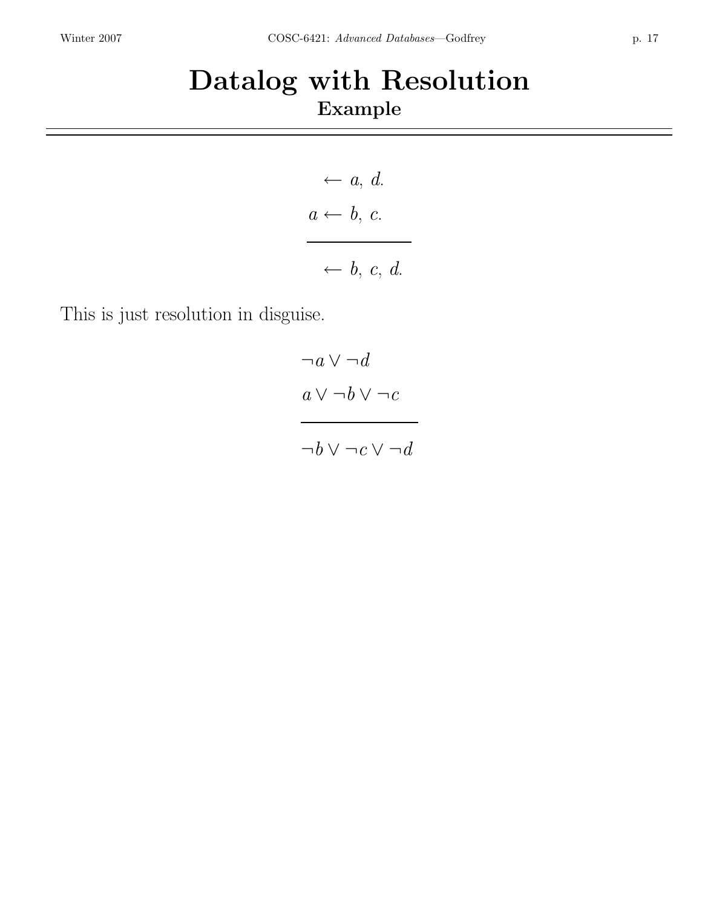# Datalog with Resolution

## Example

$$
\begin{array}{l}
\leftarrow a,\ d. \\
a \leftarrow b,\ c. \\
\hline
\leftarrow b,\ c,\ d.
\end{array}
$$

This is just resolution in disguise.

$$
\begin{array}{l}
\neg a \vee \neg d \\
a \vee \neg b \vee \neg c \\
\hline
\neg b \vee \neg c \vee \neg d
\end{array}
$$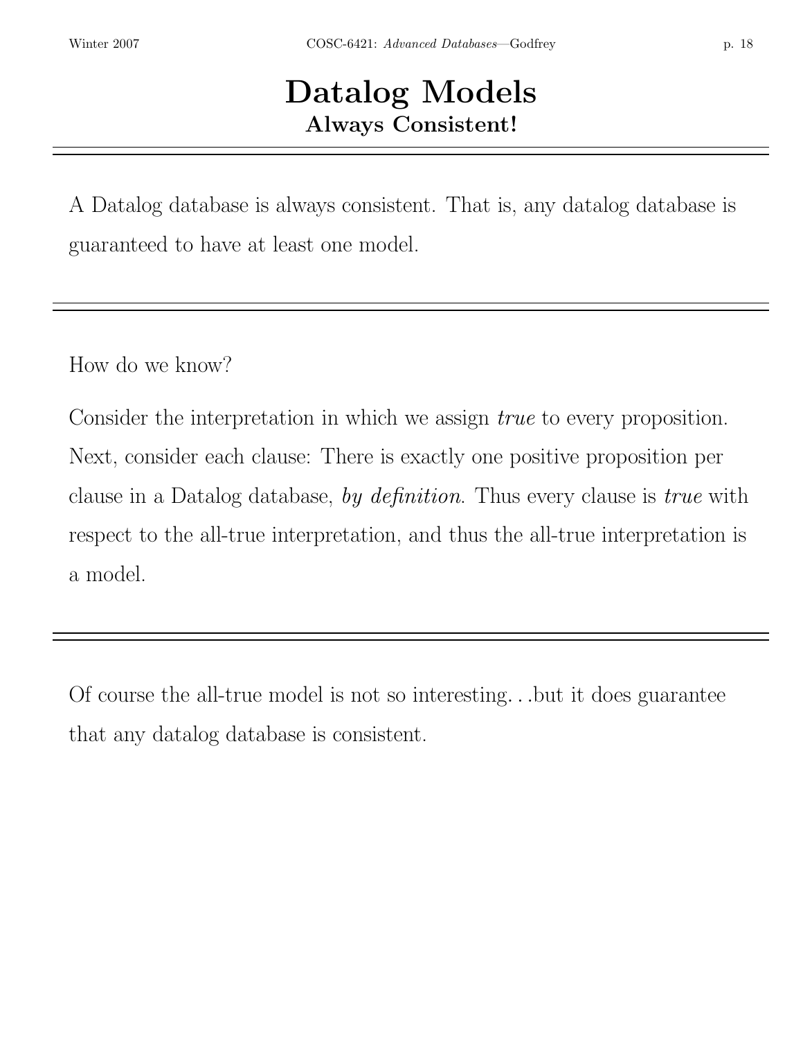# Datalog Models

## Always Consistent!

---

A Datalog database is always consistent. That is, any datalog database is guaranteed to have at least one model.

---

How do we know?

Consider the interpretation in which we assign *true* to every proposition. Next, consider each clause: There is exactly one positive proposition per clause in a Datalog database, *by definition*. Thus every clause is *true* with respect to the all-true interpretation, and thus the all-true interpretation is a model.

---

Of course the all-true model is not so interesting. . . but it does guarantee that any datalog database is consistent.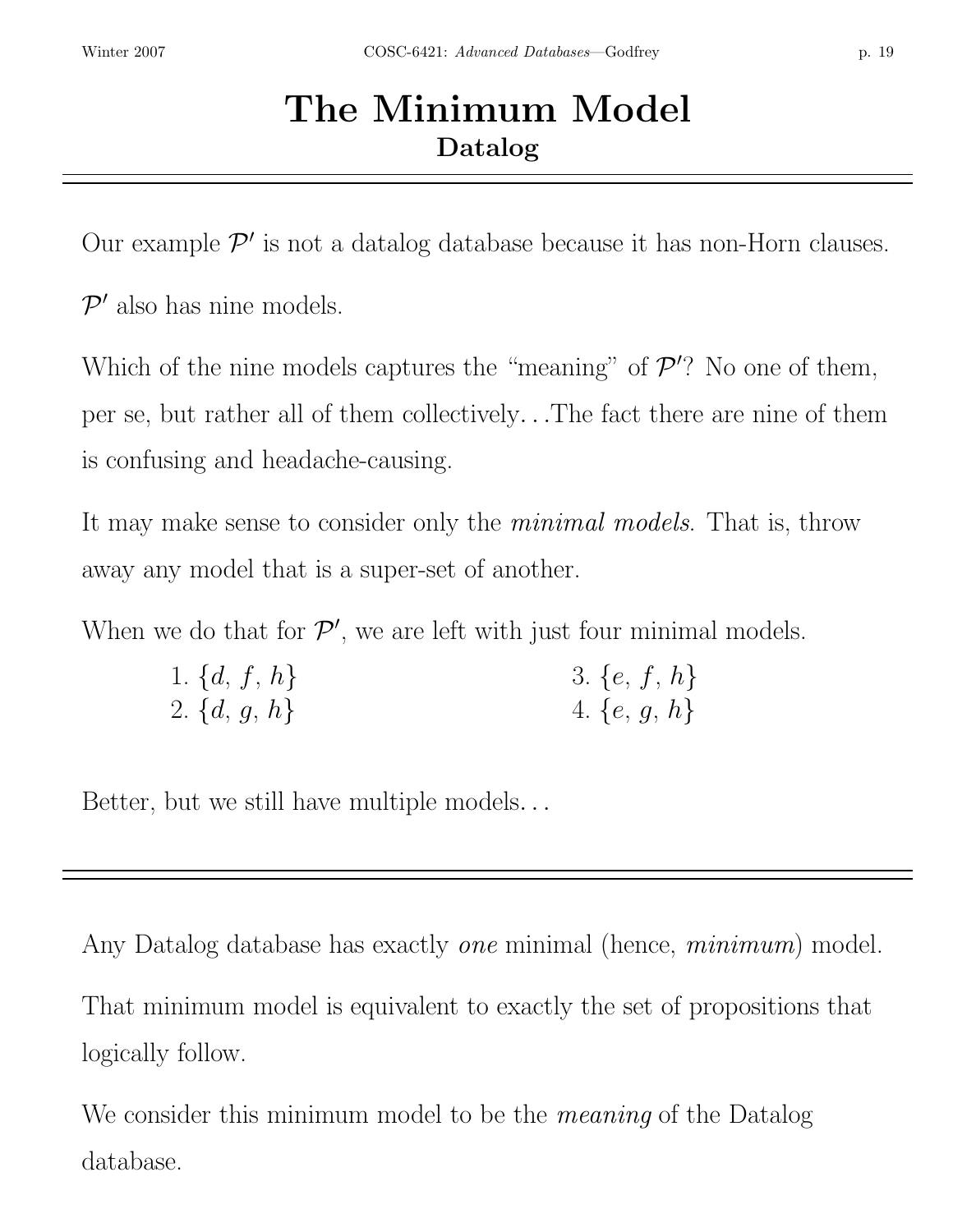# The Minimum Model

## Datalog

---

Our example $\mathcal{P}'$ is not a datalog database because it has non-Horn clauses.

$\mathcal{P}'$ also has nine models.

Which of the nine models captures the "meaning" of $\mathcal{P}'$? No one of them, per se, but rather all of them collectively…The fact there are nine of them is confusing and headache-causing.

It may make sense to consider only the *minimal models*. That is, throw away any model that is a super-set of another.

When we do that for $\mathcal{P}'$, we are left with just four minimal models.

1. $\{d, f, h\}$
2. $\{d, g, h\}$
3. $\{e, f, h\}$
4. $\{e, g, h\}$

Better, but we still have multiple models…

---

Any Datalog database has exactly *one* minimal (hence, *minimum*) model.

That minimum model is equivalent to exactly the set of propositions that logically follow.

We consider this minimum model to be the *meaning* of the Datalog database.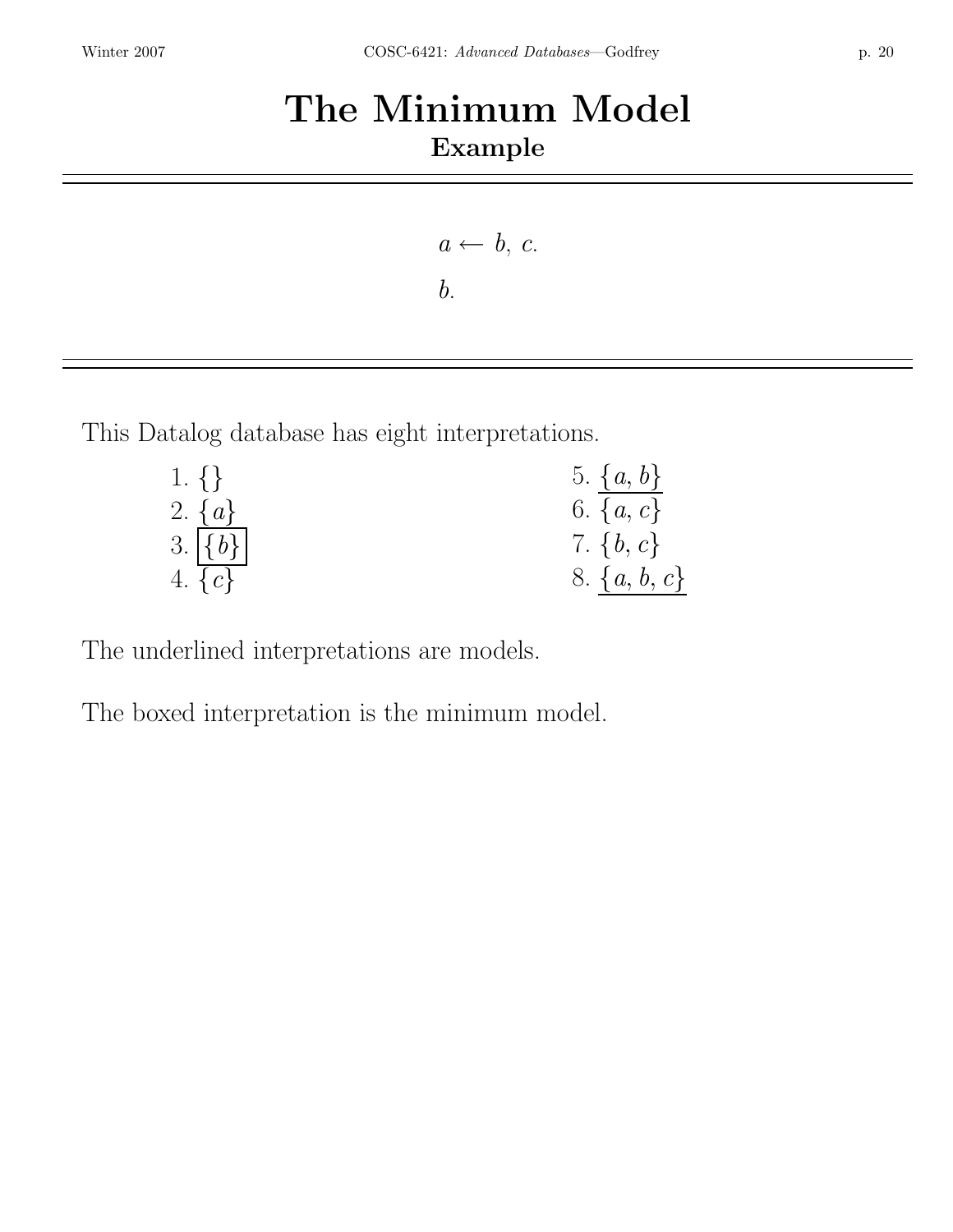# The Minimum Model

## Example

$$a \leftarrow b,\ c.$$

$$b.$$

This Datalog database has eight interpretations.

1. $\{\}$
2. $\{a\}$
3. $\boxed{\{b\}}$
4. $\{c\}$
5. $\underline{\{a, b\}}$
6. $\{a, c\}$
7. $\{b, c\}$
8. $\underline{\{a, b, c\}}$

The underlined interpretations are models.

The boxed interpretation is the minimum model.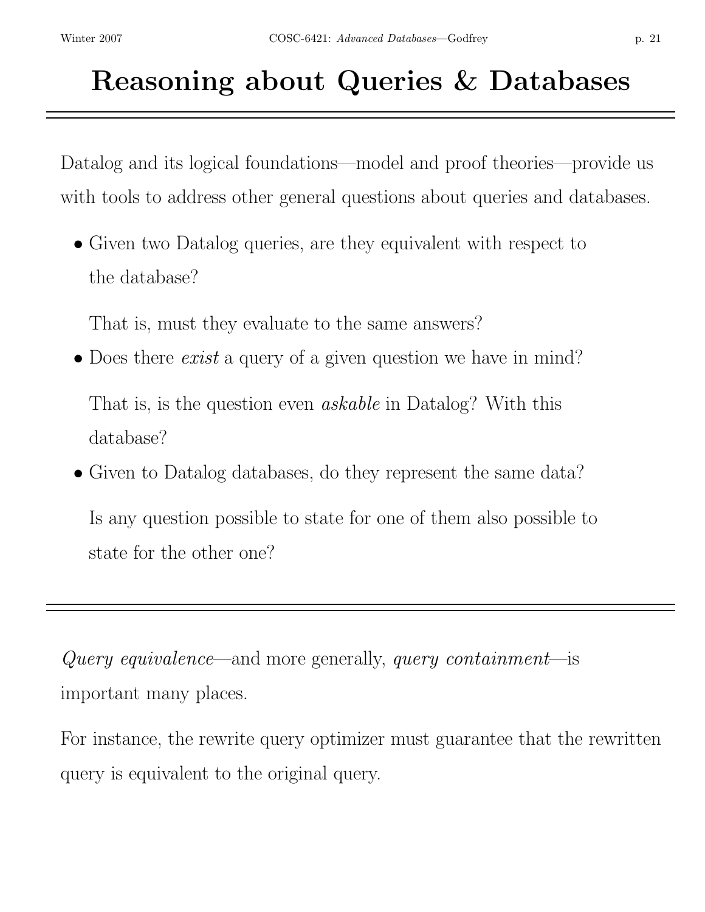# Reasoning about Queries & Databases

Datalog and its logical foundations—model and proof theories—provide us with tools to address other general questions about queries and databases.

- Given two Datalog queries, are they equivalent with respect to the database?

  That is, must they evaluate to the same answers?

- Does there *exist* a query of a given question we have in mind?

  That is, is the question even *askable* in Datalog? With this database?

- Given to Datalog databases, do they represent the same data?

  Is any question possible to state for one of them also possible to state for the other one?

---

*Query equivalence*—and more generally, *query containment*—is important many places.

For instance, the rewrite query optimizer must guarantee that the rewritten query is equivalent to the original query.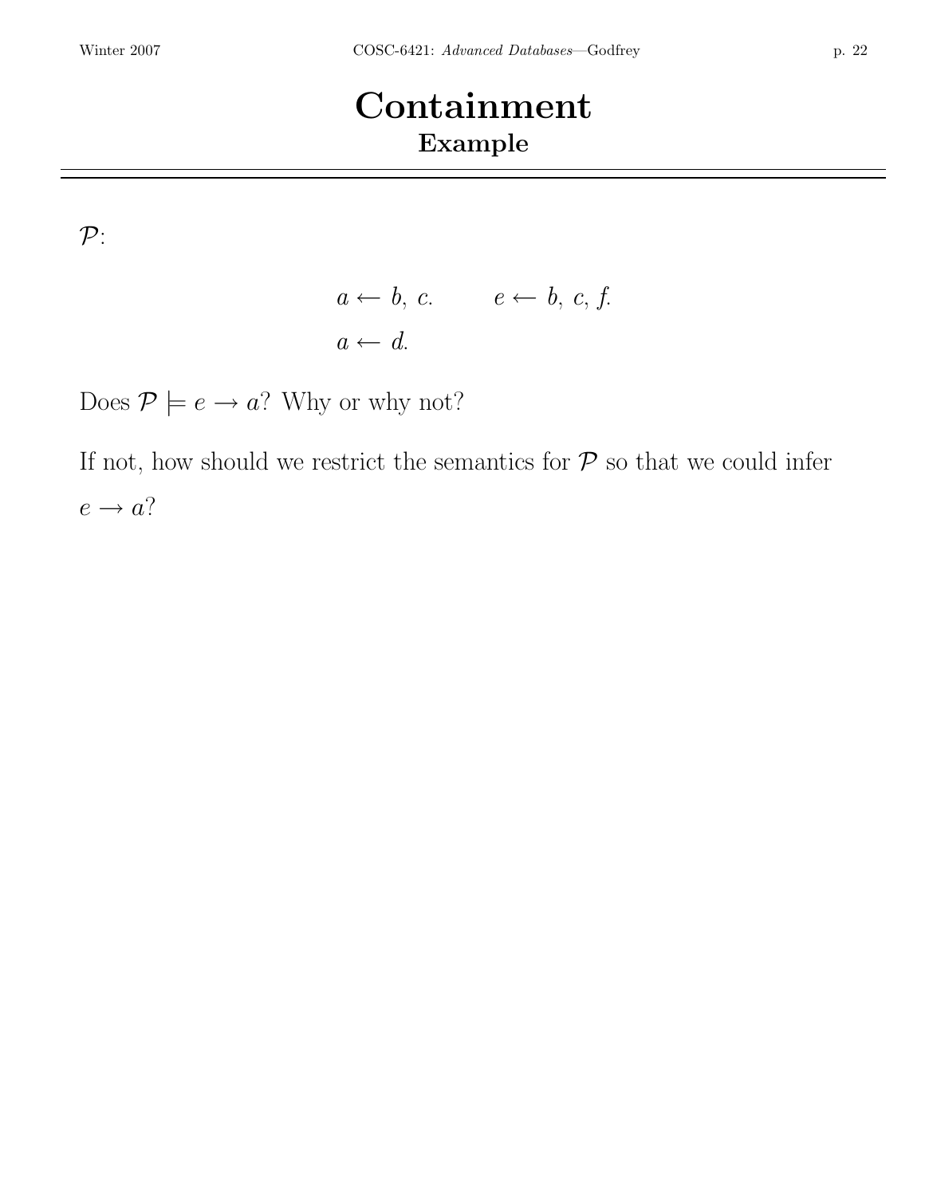# Containment

## Example

$\mathcal{P}$:

$$a \leftarrow b,\ c. \qquad e \leftarrow b,\ c,\ f.$$
$$a \leftarrow d.$$

Does $\mathcal{P} \models e \rightarrow a$? Why or why not?

If not, how should we restrict the semantics for $\mathcal{P}$ so that we could infer $e \rightarrow a$?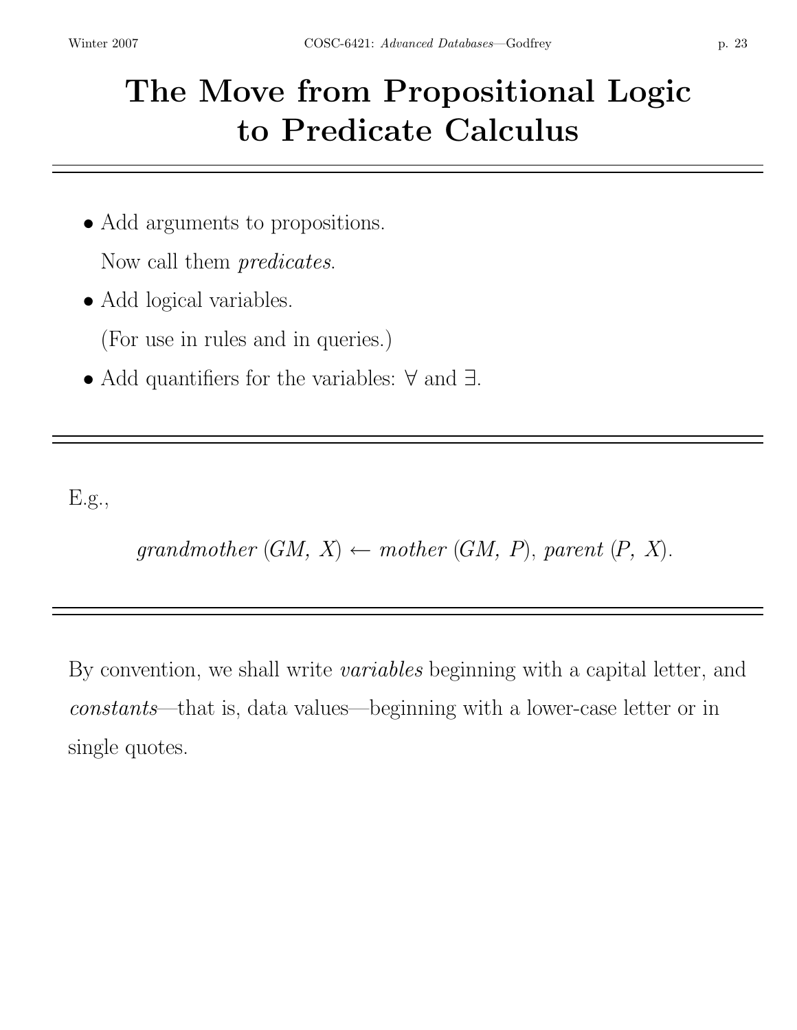# The Move from Propositional Logic to Predicate Calculus

---

- Add arguments to propositions.

  Now call them *predicates*.

- Add logical variables.

  (For use in rules and in queries.)

- Add quantifiers for the variables: $\forall$ and $\exists$.

---

E.g.,

$$\textit{grandmother}\,(GM,\ X) \leftarrow \textit{mother}\,(GM,\ P),\ \textit{parent}\,(P,\ X).$$

---

By convention, we shall write *variables* beginning with a capital letter, and *constants*—that is, data values—beginning with a lower-case letter or in single quotes.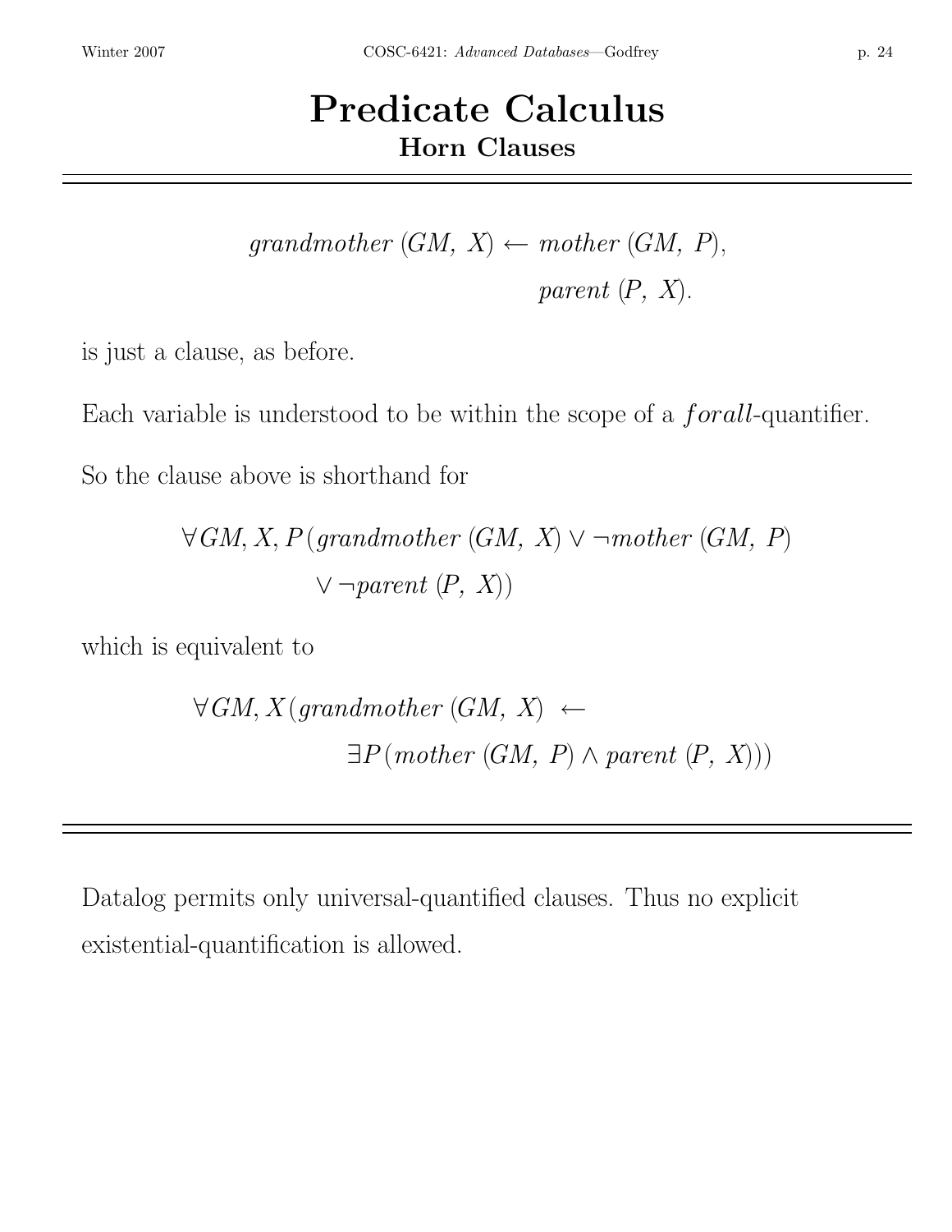# Predicate Calculus

## Horn Clauses

$$grandmother\,(GM,\ X) \leftarrow mother\,(GM,\ P),$$
$$parent\,(P,\ X).$$

is just a clause, as before.

Each variable is understood to be within the scope of a *forall*-quantifier.

So the clause above is shorthand for

$$\forall GM, X, P\,(grandmother\,(GM,\ X) \vee \neg mother\,(GM,\ P)$$
$$\vee \neg parent\,(P,\ X))$$

which is equivalent to

$$\forall GM, X\,(grandmother\,(GM,\ X) \ \leftarrow$$
$$\exists P\,(mother\,(GM,\ P) \wedge parent\,(P,\ X)))$$

---

Datalog permits only universal-quantified clauses. Thus no explicit existential-quantification is allowed.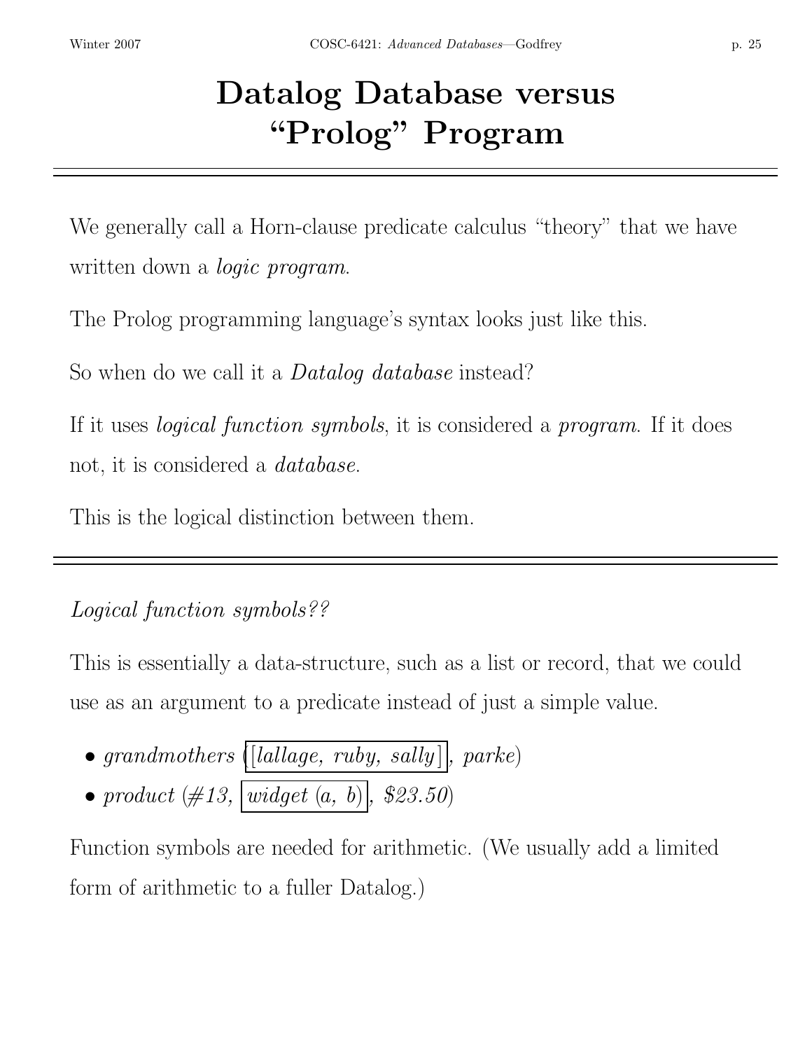# Datalog Database versus "Prolog" Program

We generally call a Horn-clause predicate calculus "theory" that we have written down a *logic program*.

The Prolog programming language's syntax looks just like this.

So when do we call it a *Datalog database* instead?

If it uses *logical function symbols*, it is considered a *program*. If it does not, it is considered a *database*.

This is the logical distinction between them.

---

*Logical function symbols??*

This is essentially a data-structure, such as a list or record, that we could use as an argument to a predicate instead of just a simple value.

- *grandmothers* (*[lallage, ruby, sally]*, *parke*)
- *product* (*#13*, *widget (a, b)*, *$23.50*)

Function symbols are needed for arithmetic. (We usually add a limited form of arithmetic to a fuller Datalog.)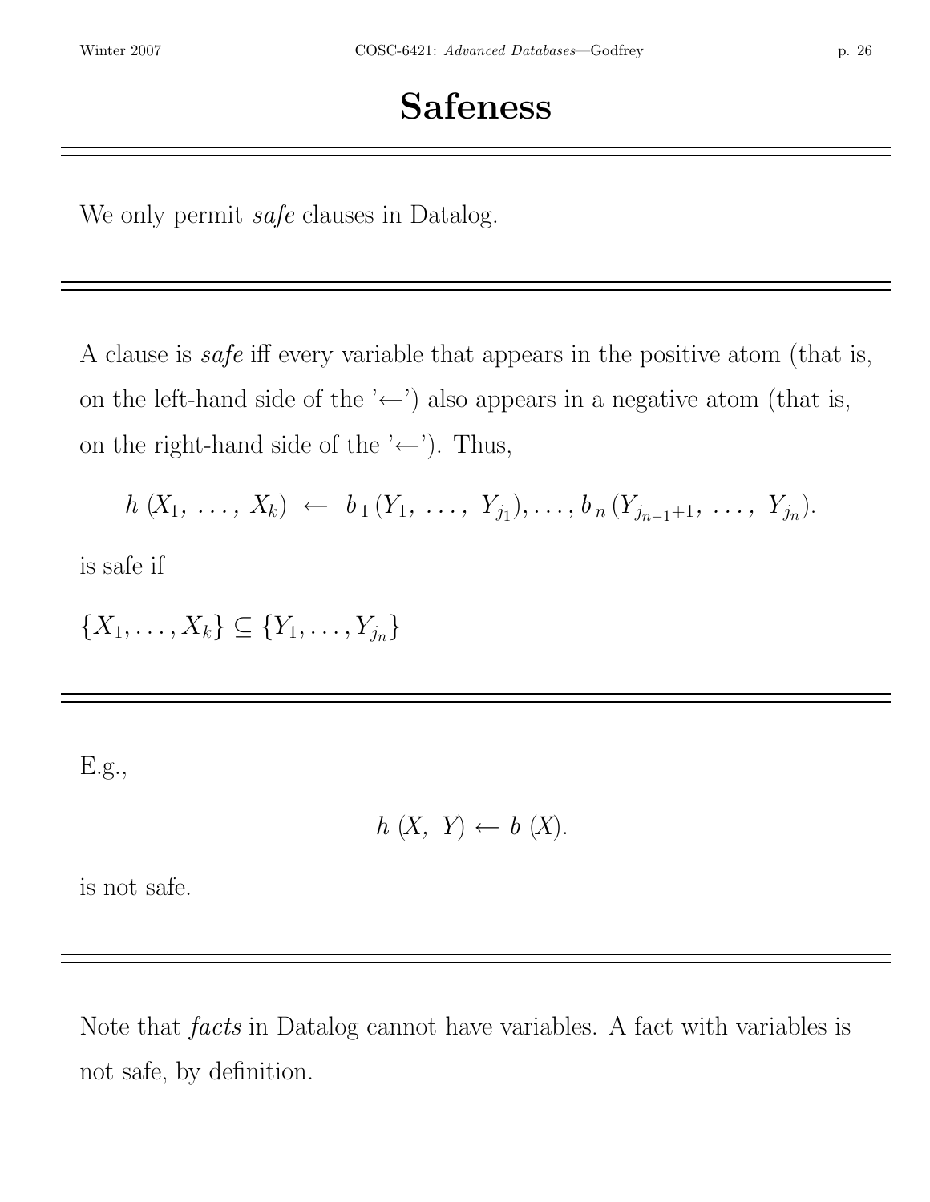# Safeness

We only permit *safe* clauses in Datalog.

---

A clause is *safe* iff every variable that appears in the positive atom (that is, on the left-hand side of the '←') also appears in a negative atom (that is, on the right-hand side of the '←'). Thus,

$$h\,(X_1,\ \ldots,\ X_k)\ \leftarrow\ b_1\,(Y_1,\ \ldots,\ Y_{j_1}), \ldots, b_n\,(Y_{j_{n-1}+1},\ \ldots,\ Y_{j_n}).$$

is safe if

$$\{X_1, \ldots, X_k\} \subseteq \{Y_1, \ldots, Y_{j_n}\}$$

---

E.g.,

$$h\,(X,\ Y) \leftarrow b\,(X).$$

is not safe.

---

Note that *facts* in Datalog cannot have variables. A fact with variables is not safe, by definition.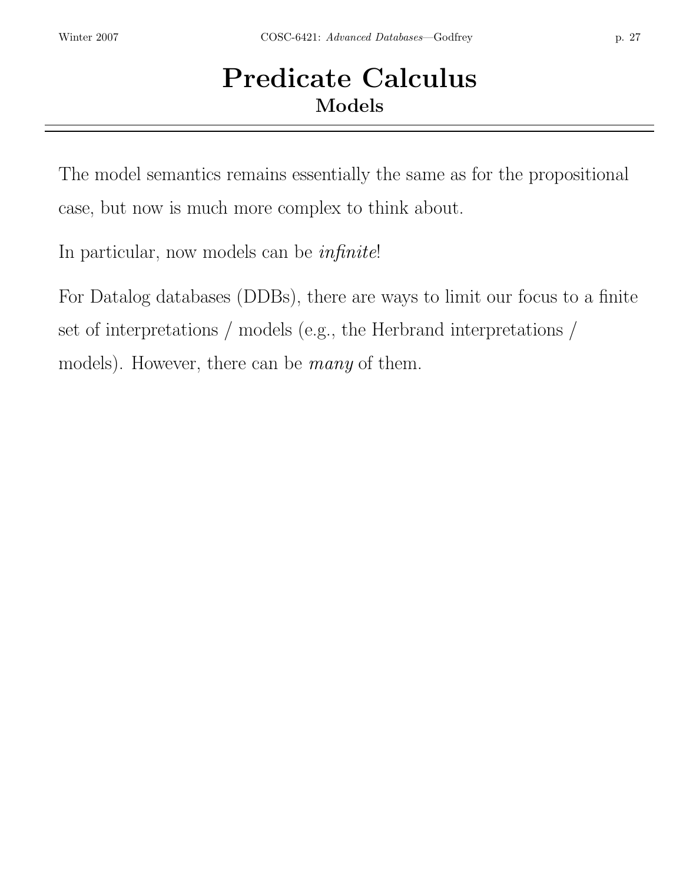# Predicate Calculus

## Models

The model semantics remains essentially the same as for the propositional case, but now is much more complex to think about.

In particular, now models can be *infinite*!

For Datalog databases (DDBs), there are ways to limit our focus to a finite set of interpretations / models (e.g., the Herbrand interpretations / models). However, there can be *many* of them.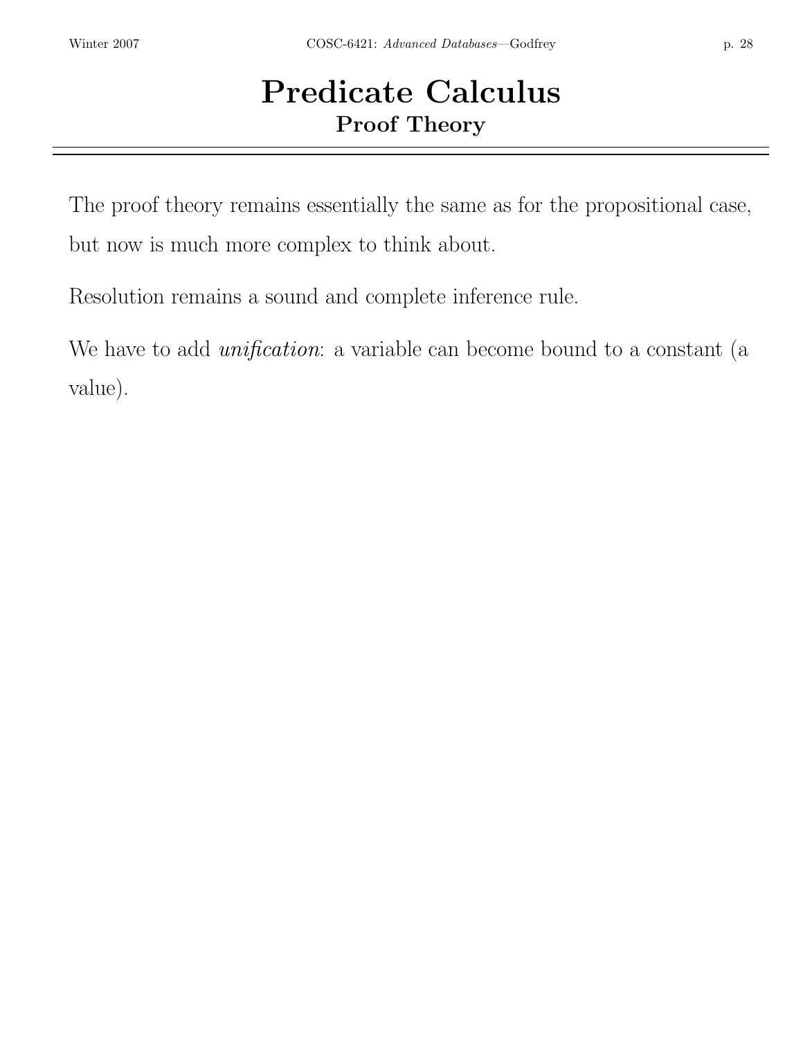# Predicate Calculus
## Proof Theory

The proof theory remains essentially the same as for the propositional case, but now is much more complex to think about.

Resolution remains a sound and complete inference rule.

We have to add *unification*: a variable can become bound to a constant (a value).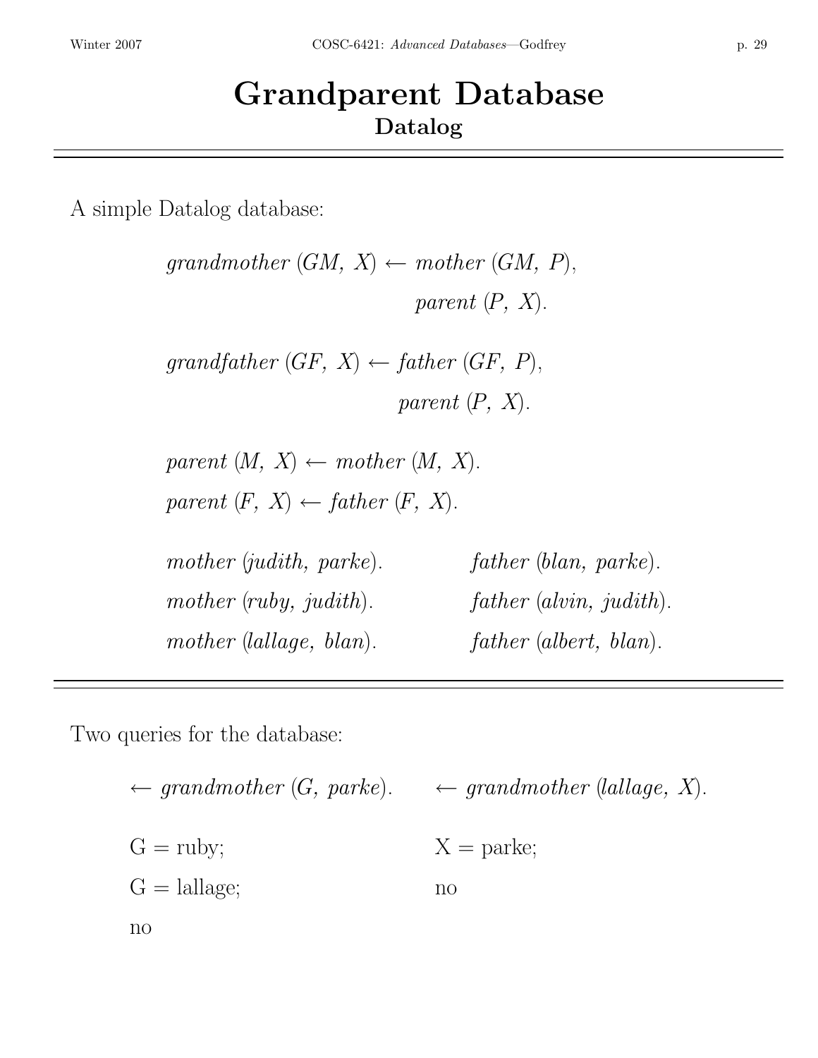# Grandparent Database

## Datalog

A simple Datalog database:

$$
\begin{aligned}
\textit{grandmother}(GM, X) &\leftarrow \textit{mother}(GM, P), \\
&\qquad \textit{parent}(P, X).
\end{aligned}
$$

$$
\begin{aligned}
\textit{grandfather}(GF, X) &\leftarrow \textit{father}(GF, P), \\
&\qquad \textit{parent}(P, X).
\end{aligned}
$$

$$\textit{parent}(M, X) \leftarrow \textit{mother}(M, X).$$

$$\textit{parent}(F, X) \leftarrow \textit{father}(F, X).$$

*mother* (*judith*, *parke*). *father* (*blan*, *parke*).

*mother* (*ruby*, *judith*). *father* (*alvin*, *judith*).

*mother* (*lallage*, *blan*). *father* (*albert*, *blan*).

Two queries for the database:

$\leftarrow \textit{grandmother}(G, \textit{parke}).$

G = ruby;

G = lallage;

no

$\leftarrow \textit{grandmother}(\textit{lallage}, X).$

X = parke;

no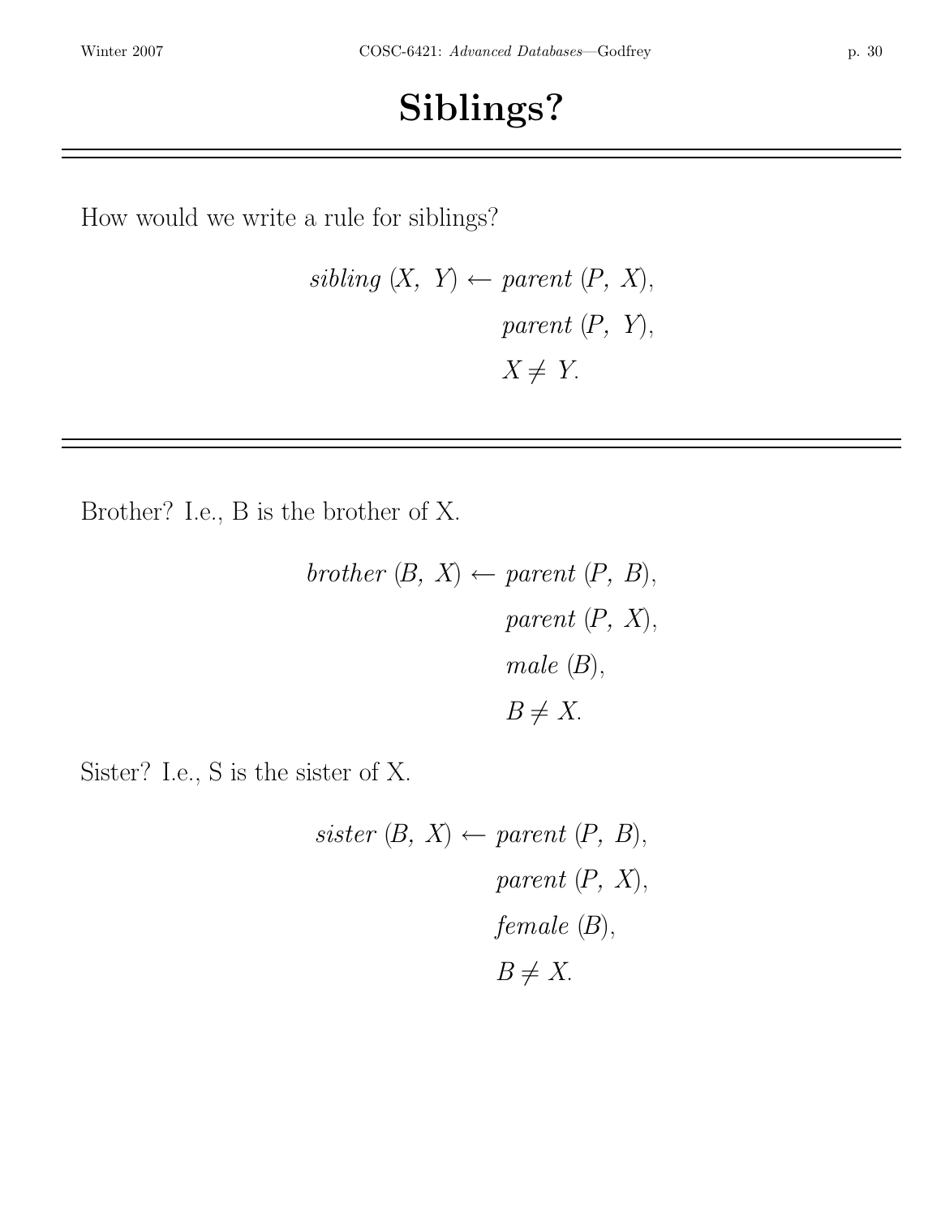# Siblings?

---

How would we write a rule for siblings?

$$
\begin{aligned}
\mathit{sibling}\ (X,\ Y) \leftarrow\ & \mathit{parent}\ (P,\ X), \\
& \mathit{parent}\ (P,\ Y), \\
& X \neq Y.
\end{aligned}
$$

---

Brother? I.e., B is the brother of X.

$$
\begin{aligned}
\mathit{brother}\ (B,\ X) \leftarrow\ & \mathit{parent}\ (P,\ B), \\
& \mathit{parent}\ (P,\ X), \\
& \mathit{male}\ (B), \\
& B \neq X.
\end{aligned}
$$

Sister? I.e., S is the sister of X.

$$
\begin{aligned}
\mathit{sister}\ (B,\ X) \leftarrow\ & \mathit{parent}\ (P,\ B), \\
& \mathit{parent}\ (P,\ X), \\
& \mathit{female}\ (B), \\
& B \neq X.
\end{aligned}
$$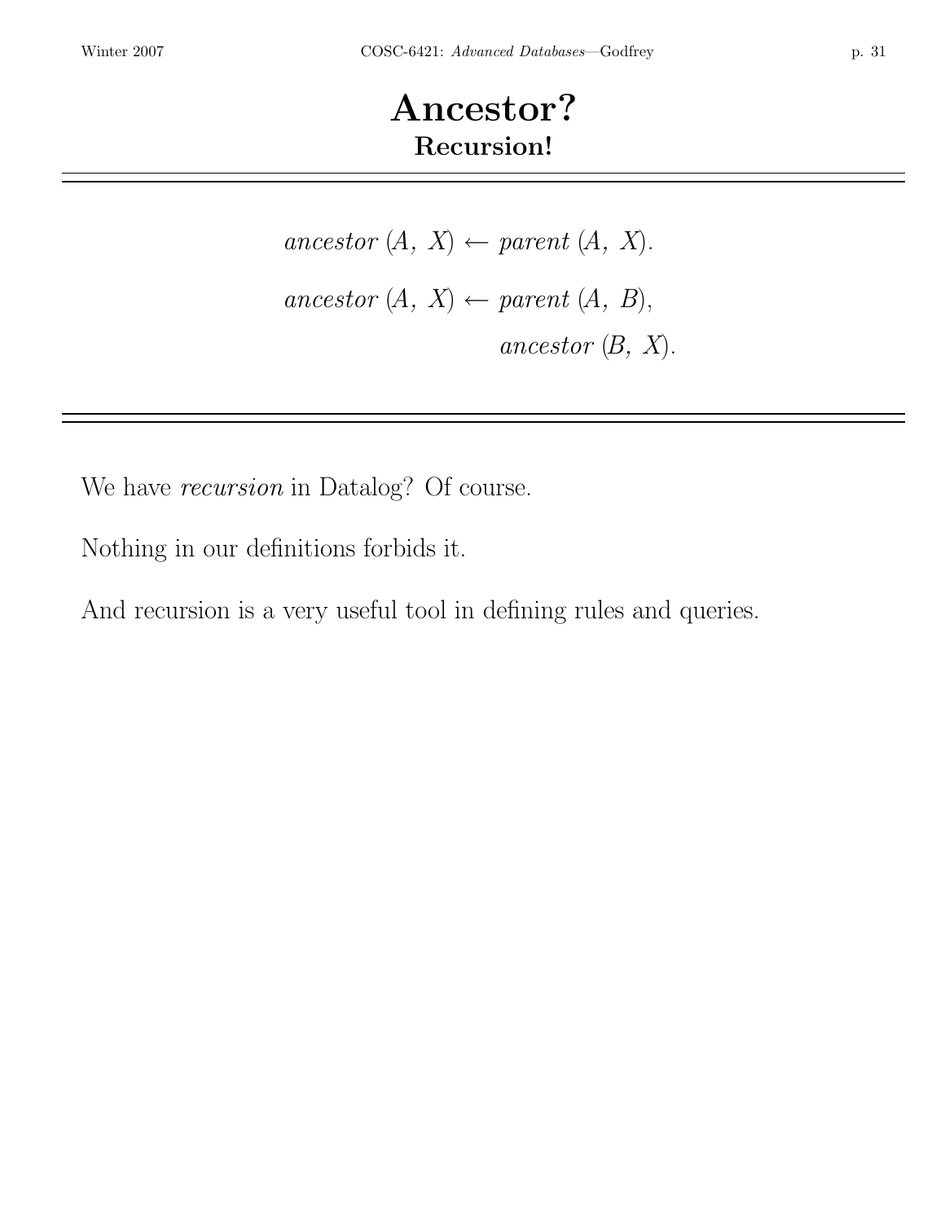# Ancestor?

## Recursion!

$$ancestor\,(A,\ X) \leftarrow parent\,(A,\ X).$$

$$\begin{aligned} ancestor\,(A,\ X) \leftarrow\ & parent\,(A,\ B), \\ & ancestor\,(B,\ X). \end{aligned}$$

We have *recursion* in Datalog? Of course.

Nothing in our definitions forbids it.

And recursion is a very useful tool in defining rules and queries.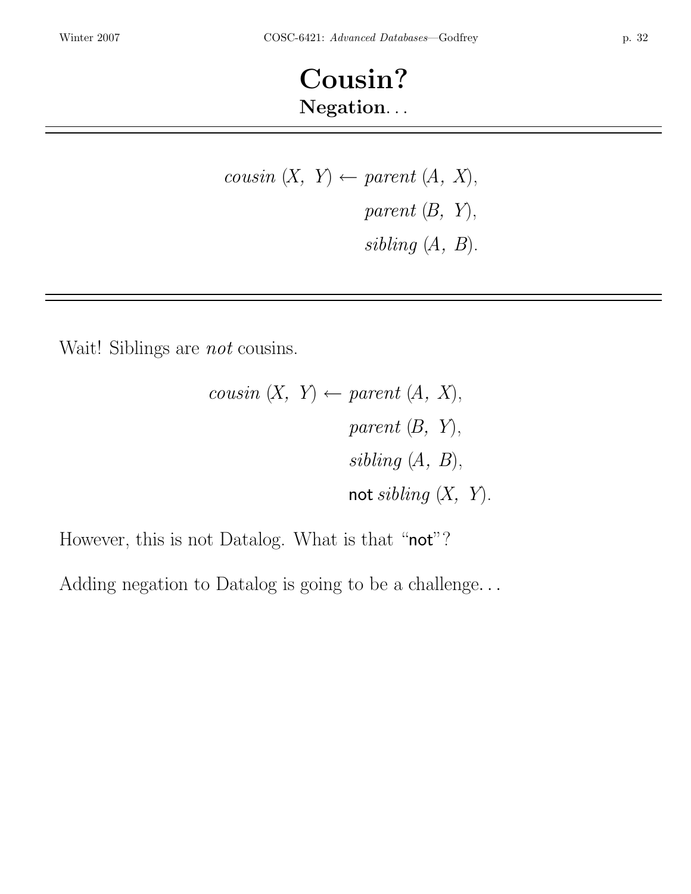# Cousin?

## Negation. . .

$$\begin{aligned} \mathit{cousin}\,(X,\ Y) \leftarrow\ & \mathit{parent}\,(A,\ X), \\ & \mathit{parent}\,(B,\ Y), \\ & \mathit{sibling}\,(A,\ B). \end{aligned}$$

Wait! Siblings are *not* cousins.

$$\begin{aligned} \mathit{cousin}\,(X,\ Y) \leftarrow\ & \mathit{parent}\,(A,\ X), \\ & \mathit{parent}\,(B,\ Y), \\ & \mathit{sibling}\,(A,\ B), \\ & \textsf{not}\ \mathit{sibling}\,(X,\ Y). \end{aligned}$$

However, this is not Datalog. What is that "not"?

Adding negation to Datalog is going to be a challenge. . .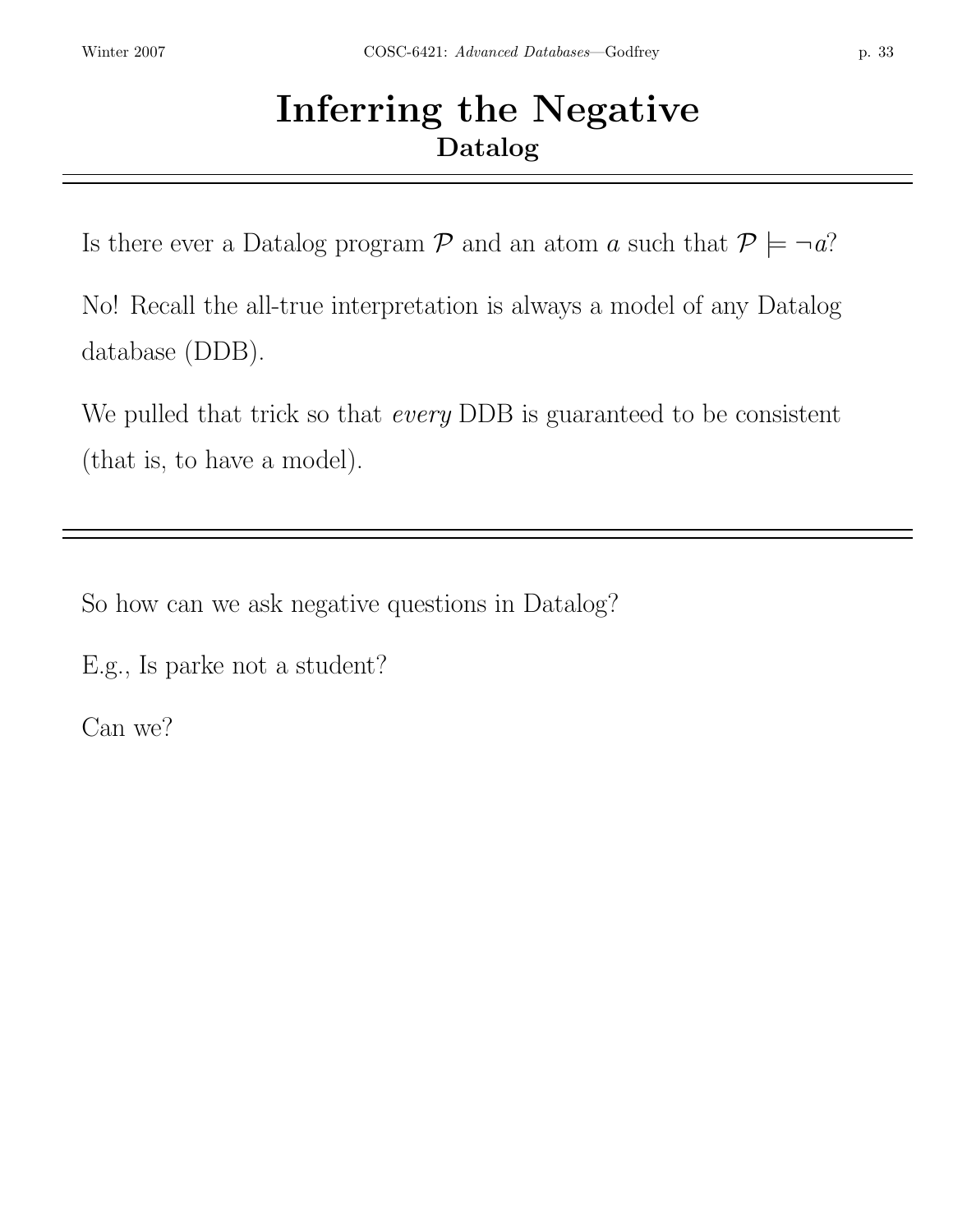# Inferring the Negative

## Datalog

---

Is there ever a Datalog program $\mathcal{P}$ and an atom $a$ such that $\mathcal{P} \models \neg a$?

No! Recall the all-true interpretation is always a model of any Datalog database (DDB).

We pulled that trick so that *every* DDB is guaranteed to be consistent (that is, to have a model).

---

So how can we ask negative questions in Datalog?

E.g., Is parke not a student?

Can we?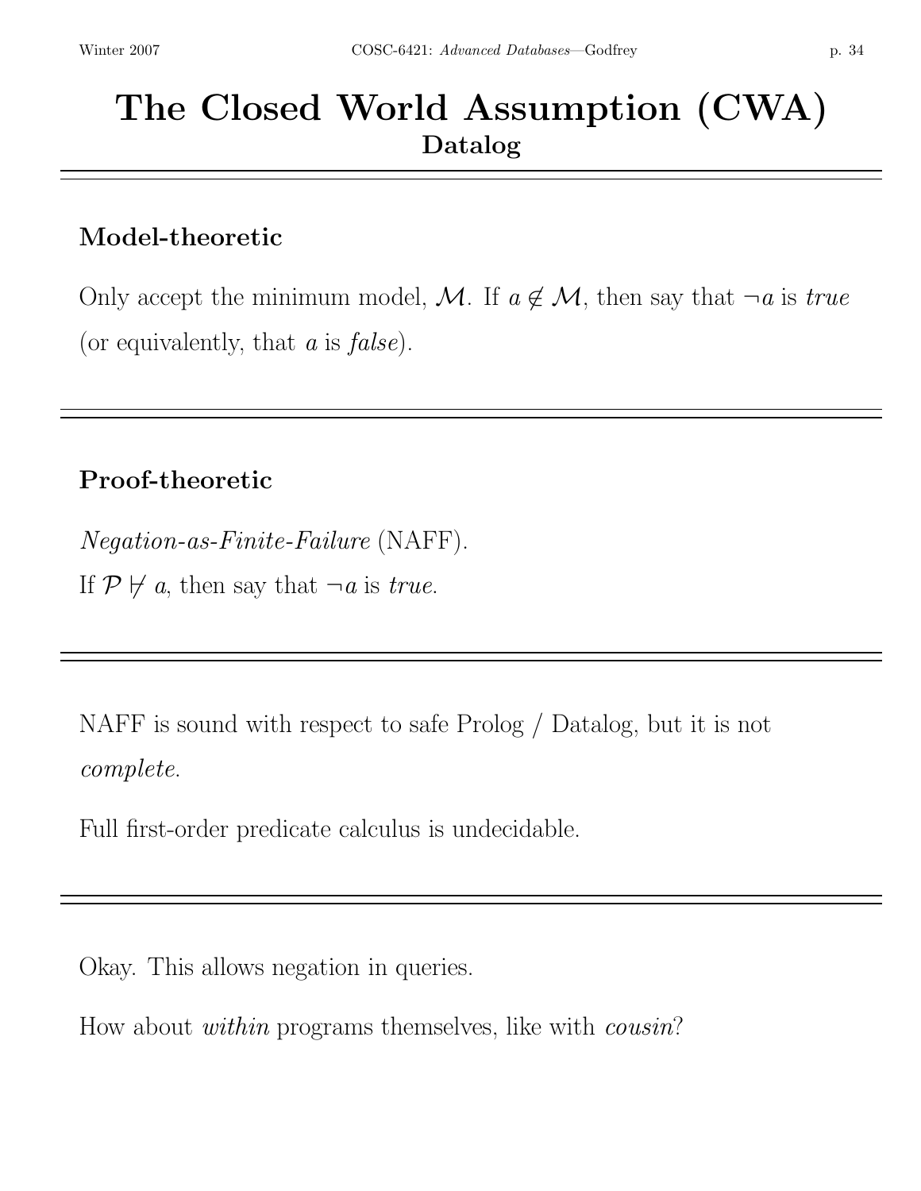# The Closed World Assumption (CWA)

## Datalog

---

### Model-theoretic

Only accept the minimum model, $\mathcal{M}$. If $a \notin \mathcal{M}$, then say that $\neg a$ is *true* (or equivalently, that $a$ is *false*).

---

### Proof-theoretic

*Negation-as-Finite-Failure* (NAFF).

If $\mathcal{P} \not\vdash a$, then say that $\neg a$ is *true*.

---

NAFF is sound with respect to safe Prolog / Datalog, but it is not *complete*.

Full first-order predicate calculus is undecidable.

---

Okay. This allows negation in queries.

How about *within* programs themselves, like with *cousin*?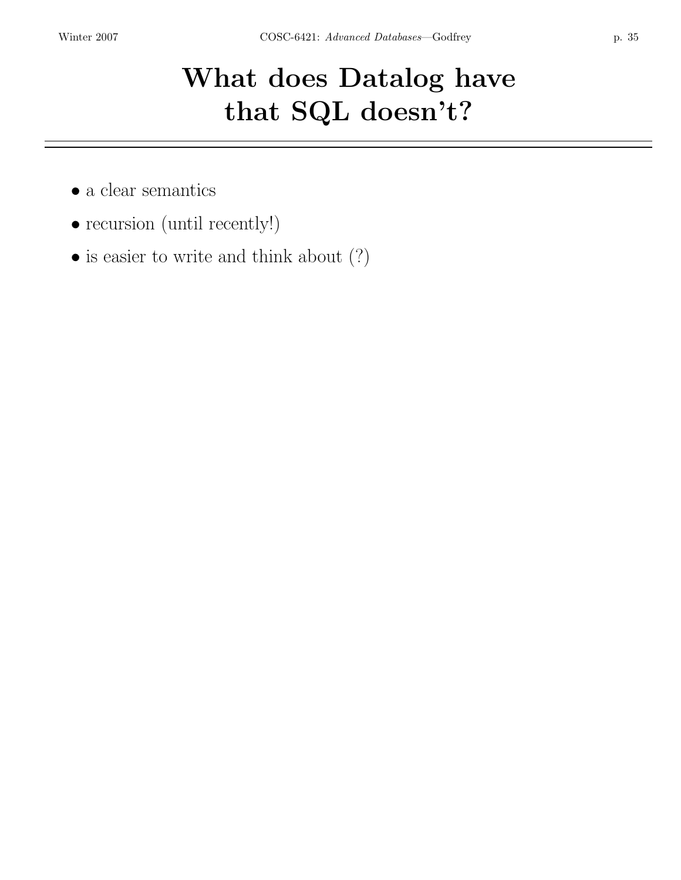# What does Datalog have that SQL doesn't?

- a clear semantics
- recursion (until recently!)
- is easier to write and think about (?)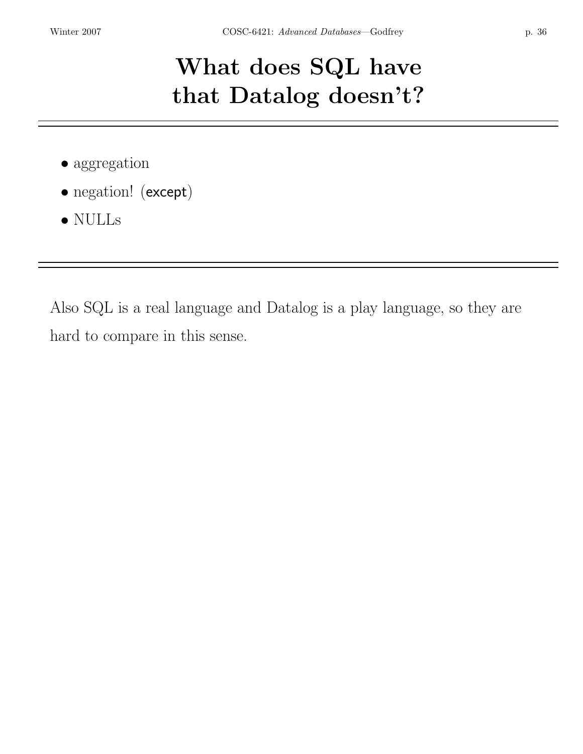# What does SQL have that Datalog doesn't?

- aggregation
- negation! (`except`)
- NULLs

Also SQL is a real language and Datalog is a play language, so they are hard to compare in this sense.